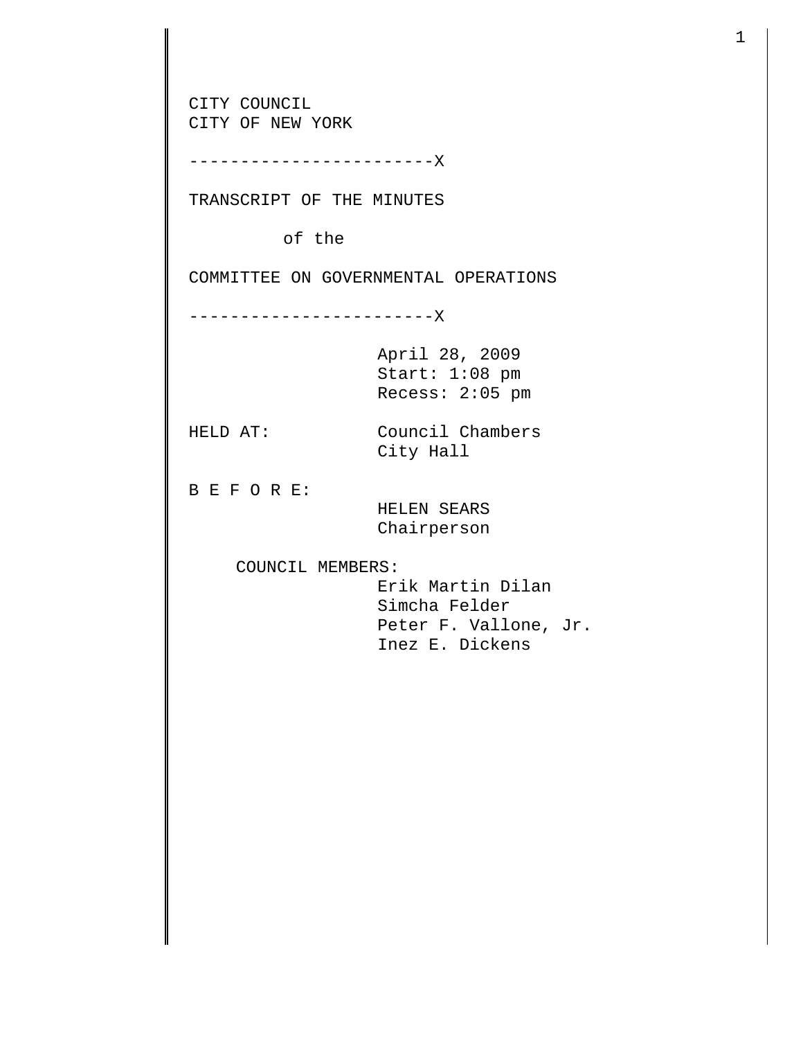CITY COUNCIL
CITY OF NEW YORK

------------------------X

TRANSCRIPT OF THE MINUTES

of the

COMMITTEE ON GOVERNMENTAL OPERATIONS

------------------------X

April 28, 2009
Start: 1:08 pm
Recess: 2:05 pm

HELD AT: Council Chambers
City Hall

B E F O R E:
HELEN SEARS
Chairperson

COUNCIL MEMBERS:
Erik Martin Dilan
Simcha Felder
Peter F. Vallone, Jr.
Inez E. Dickens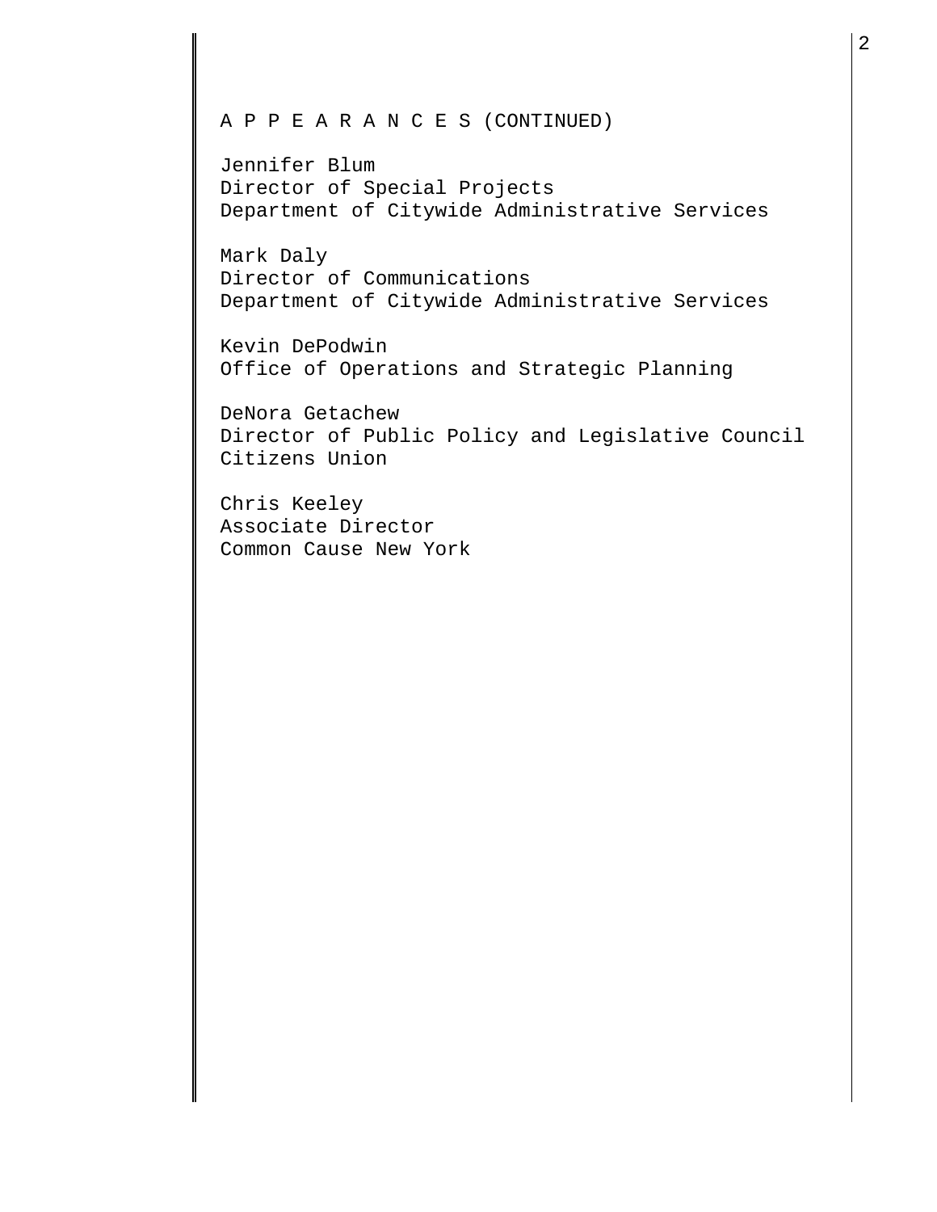A P P E A R A N C E S (CONTINUED)

Jennifer Blum
Director of Special Projects
Department of Citywide Administrative Services

Mark Daly
Director of Communications
Department of Citywide Administrative Services

Kevin DePodwin
Office of Operations and Strategic Planning

DeNora Getachew
Director of Public Policy and Legislative Council
Citizens Union

Chris Keeley
Associate Director
Common Cause New York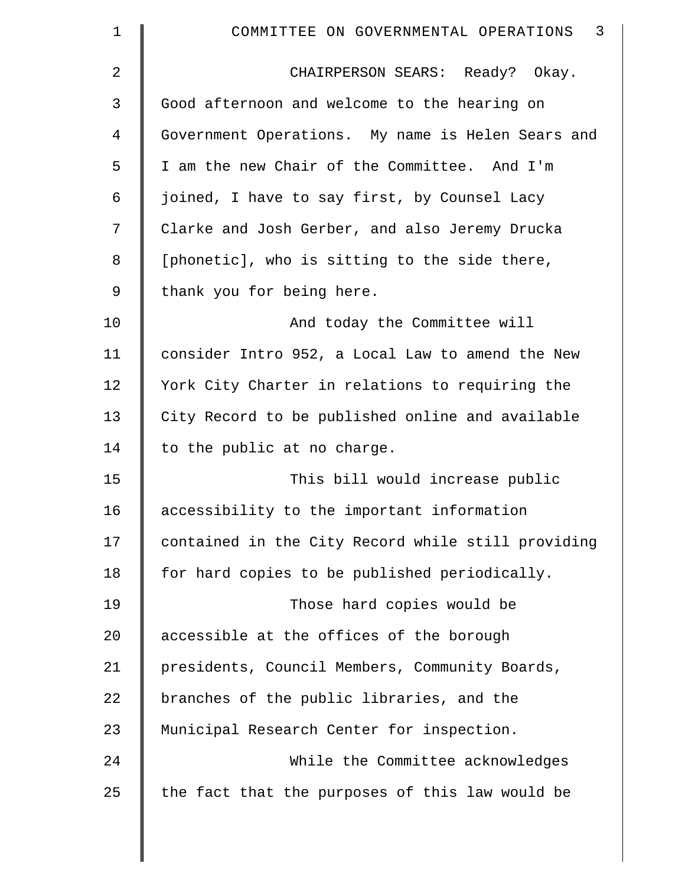CHAIRPERSON SEARS: Ready? Okay. Good afternoon and welcome to the hearing on Government Operations. My name is Helen Sears and I am the new Chair of the Committee. And I'm joined, I have to say first, by Counsel Lacy Clarke and Josh Gerber, and also Jeremy Drucka [phonetic], who is sitting to the side there, thank you for being here.

And today the Committee will consider Intro 952, a Local Law to amend the New York City Charter in relations to requiring the City Record to be published online and available to the public at no charge.

This bill would increase public accessibility to the important information contained in the City Record while still providing for hard copies to be published periodically.

Those hard copies would be accessible at the offices of the borough presidents, Council Members, Community Boards, branches of the public libraries, and the Municipal Research Center for inspection.

While the Committee acknowledges the fact that the purposes of this law would be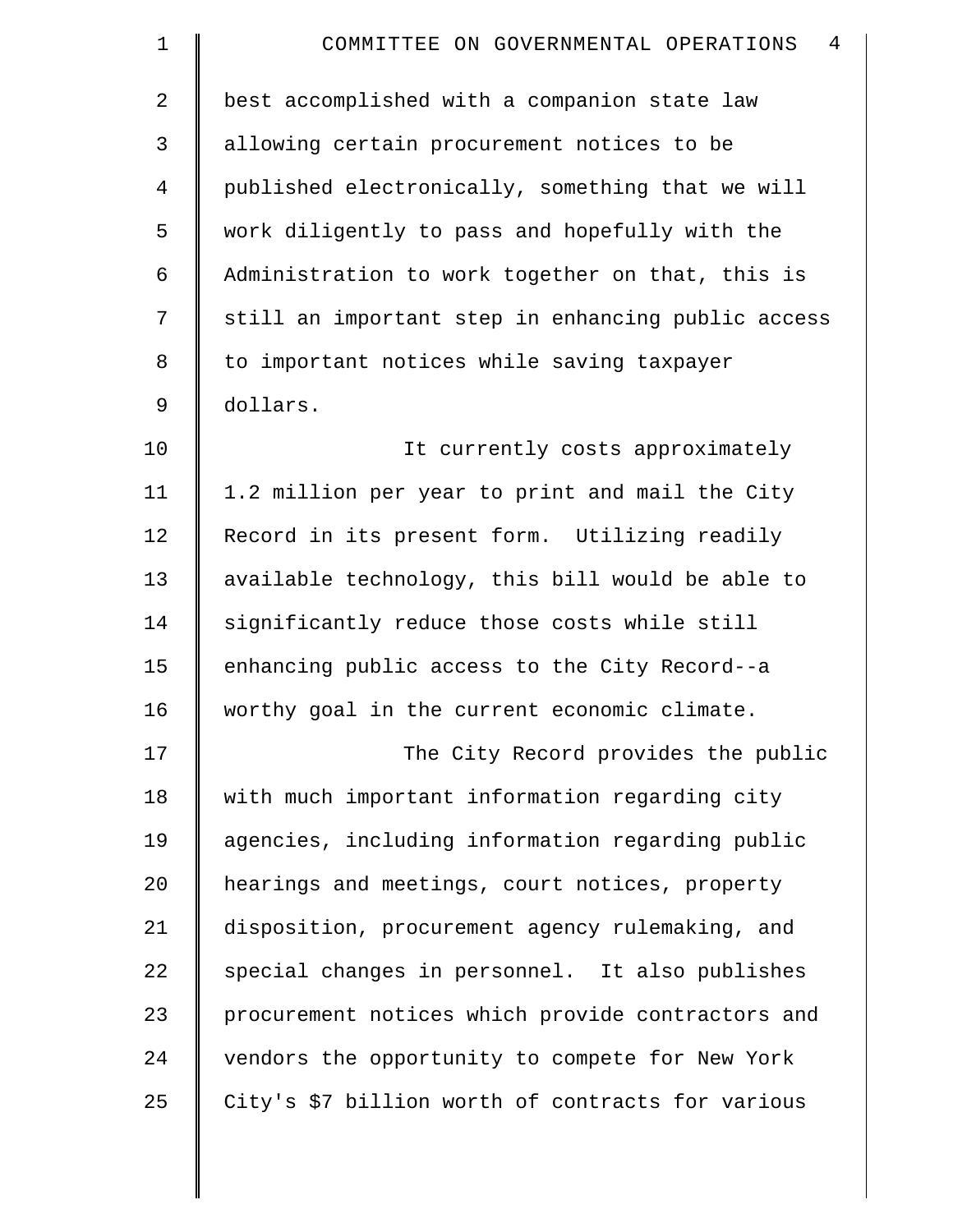best accomplished with a companion state law allowing certain procurement notices to be published electronically, something that we will work diligently to pass and hopefully with the Administration to work together on that, this is still an important step in enhancing public access to important notices while saving taxpayer dollars.

It currently costs approximately 1.2 million per year to print and mail the City Record in its present form. Utilizing readily available technology, this bill would be able to significantly reduce those costs while still enhancing public access to the City Record--a worthy goal in the current economic climate.

The City Record provides the public with much important information regarding city agencies, including information regarding public hearings and meetings, court notices, property disposition, procurement agency rulemaking, and special changes in personnel. It also publishes procurement notices which provide contractors and vendors the opportunity to compete for New York City's $7 billion worth of contracts for various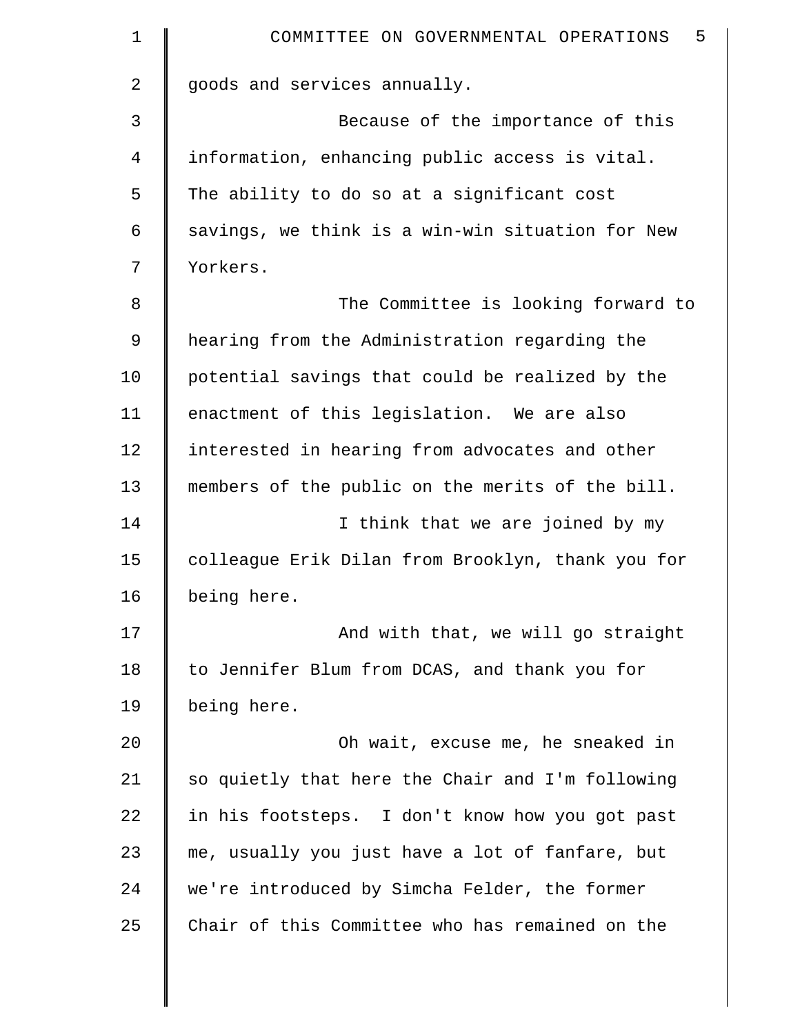goods and services annually.

Because of the importance of this information, enhancing public access is vital. The ability to do so at a significant cost savings, we think is a win-win situation for New Yorkers.

The Committee is looking forward to hearing from the Administration regarding the potential savings that could be realized by the enactment of this legislation. We are also interested in hearing from advocates and other members of the public on the merits of the bill.

I think that we are joined by my colleague Erik Dilan from Brooklyn, thank you for being here.

And with that, we will go straight to Jennifer Blum from DCAS, and thank you for being here.

Oh wait, excuse me, he sneaked in so quietly that here the Chair and I'm following in his footsteps. I don't know how you got past me, usually you just have a lot of fanfare, but we're introduced by Simcha Felder, the former Chair of this Committee who has remained on the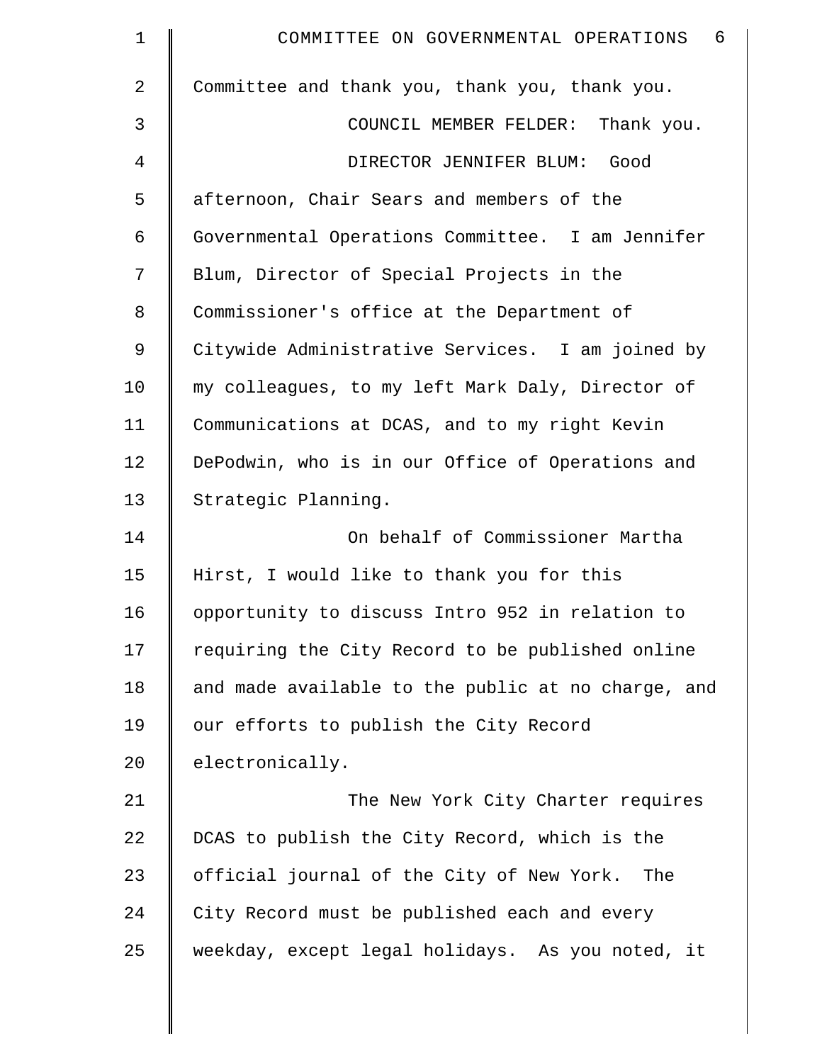Committee and thank you, thank you, thank you.

COUNCIL MEMBER FELDER: Thank you.

DIRECTOR JENNIFER BLUM: Good afternoon, Chair Sears and members of the Governmental Operations Committee. I am Jennifer Blum, Director of Special Projects in the Commissioner's office at the Department of Citywide Administrative Services. I am joined by my colleagues, to my left Mark Daly, Director of Communications at DCAS, and to my right Kevin DePodwin, who is in our Office of Operations and Strategic Planning.

On behalf of Commissioner Martha Hirst, I would like to thank you for this opportunity to discuss Intro 952 in relation to requiring the City Record to be published online and made available to the public at no charge, and our efforts to publish the City Record electronically.

The New York City Charter requires DCAS to publish the City Record, which is the official journal of the City of New York. The City Record must be published each and every weekday, except legal holidays. As you noted, it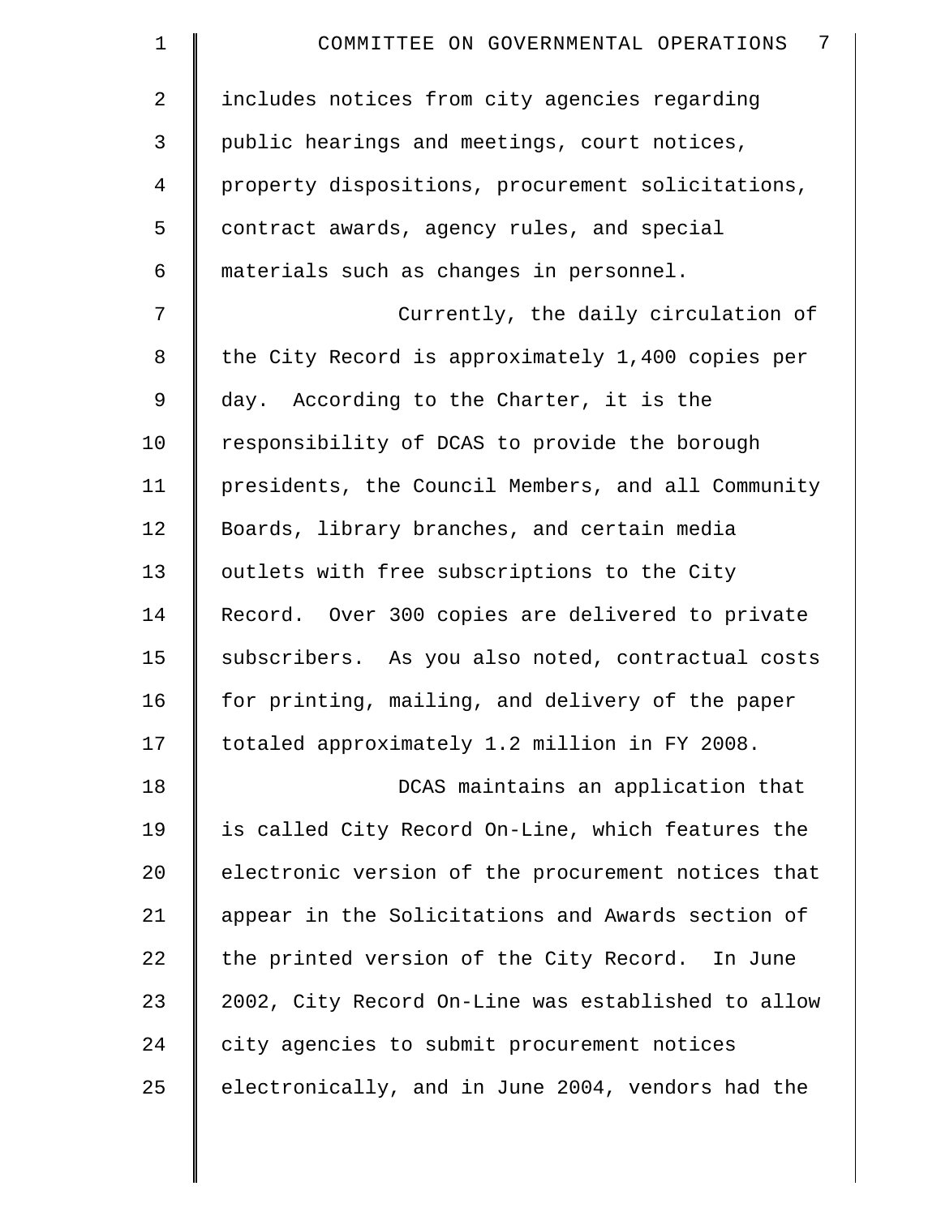includes notices from city agencies regarding public hearings and meetings, court notices, property dispositions, procurement solicitations, contract awards, agency rules, and special materials such as changes in personnel.

Currently, the daily circulation of the City Record is approximately 1,400 copies per day. According to the Charter, it is the responsibility of DCAS to provide the borough presidents, the Council Members, and all Community Boards, library branches, and certain media outlets with free subscriptions to the City Record. Over 300 copies are delivered to private subscribers. As you also noted, contractual costs for printing, mailing, and delivery of the paper totaled approximately 1.2 million in FY 2008.

DCAS maintains an application that is called City Record On-Line, which features the electronic version of the procurement notices that appear in the Solicitations and Awards section of the printed version of the City Record. In June 2002, City Record On-Line was established to allow city agencies to submit procurement notices electronically, and in June 2004, vendors had the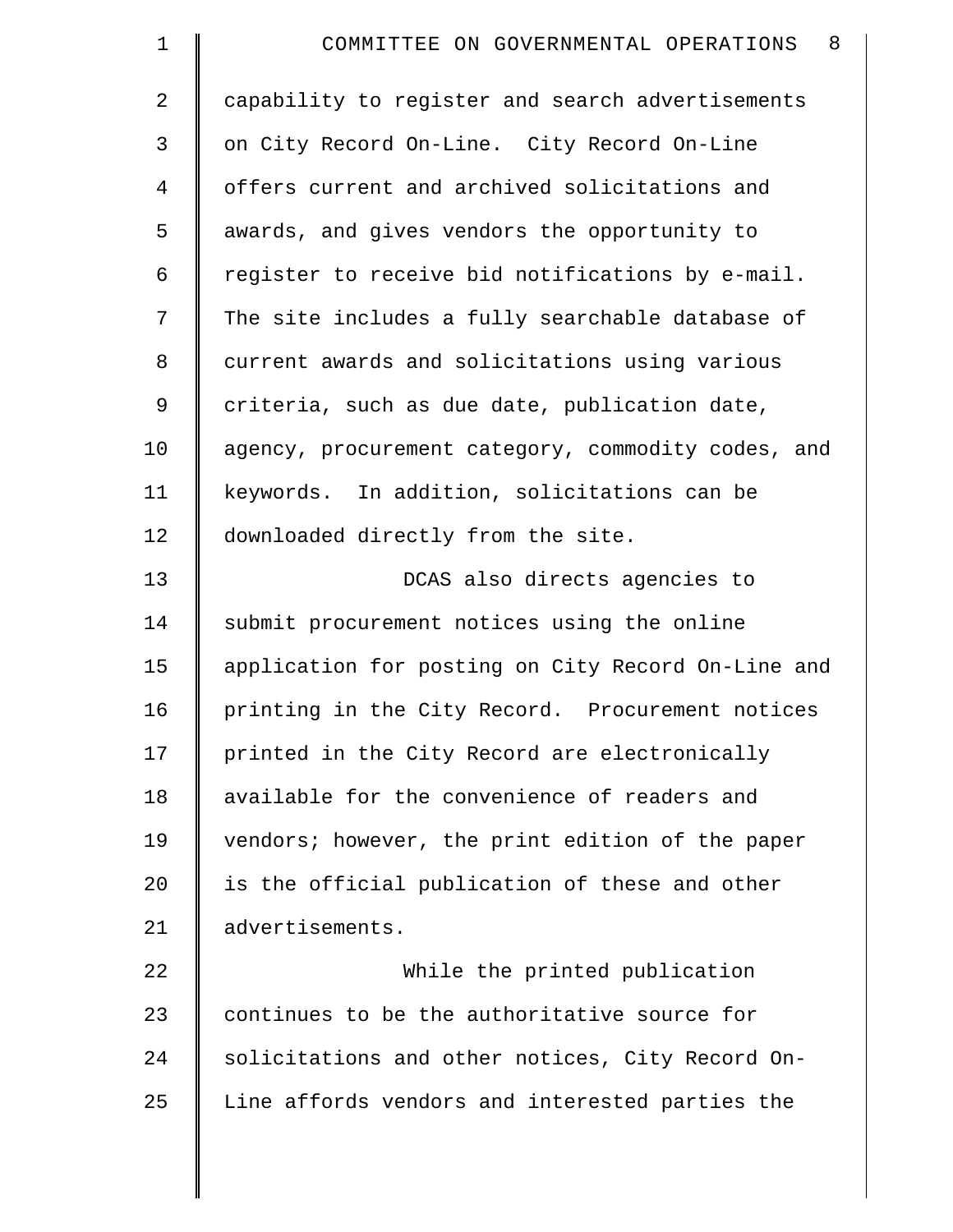capability to register and search advertisements on City Record On-Line. City Record On-Line offers current and archived solicitations and awards, and gives vendors the opportunity to register to receive bid notifications by e-mail. The site includes a fully searchable database of current awards and solicitations using various criteria, such as due date, publication date, agency, procurement category, commodity codes, and keywords. In addition, solicitations can be downloaded directly from the site.

DCAS also directs agencies to submit procurement notices using the online application for posting on City Record On-Line and printing in the City Record. Procurement notices printed in the City Record are electronically available for the convenience of readers and vendors; however, the print edition of the paper is the official publication of these and other advertisements.

While the printed publication continues to be the authoritative source for solicitations and other notices, City Record On-Line affords vendors and interested parties the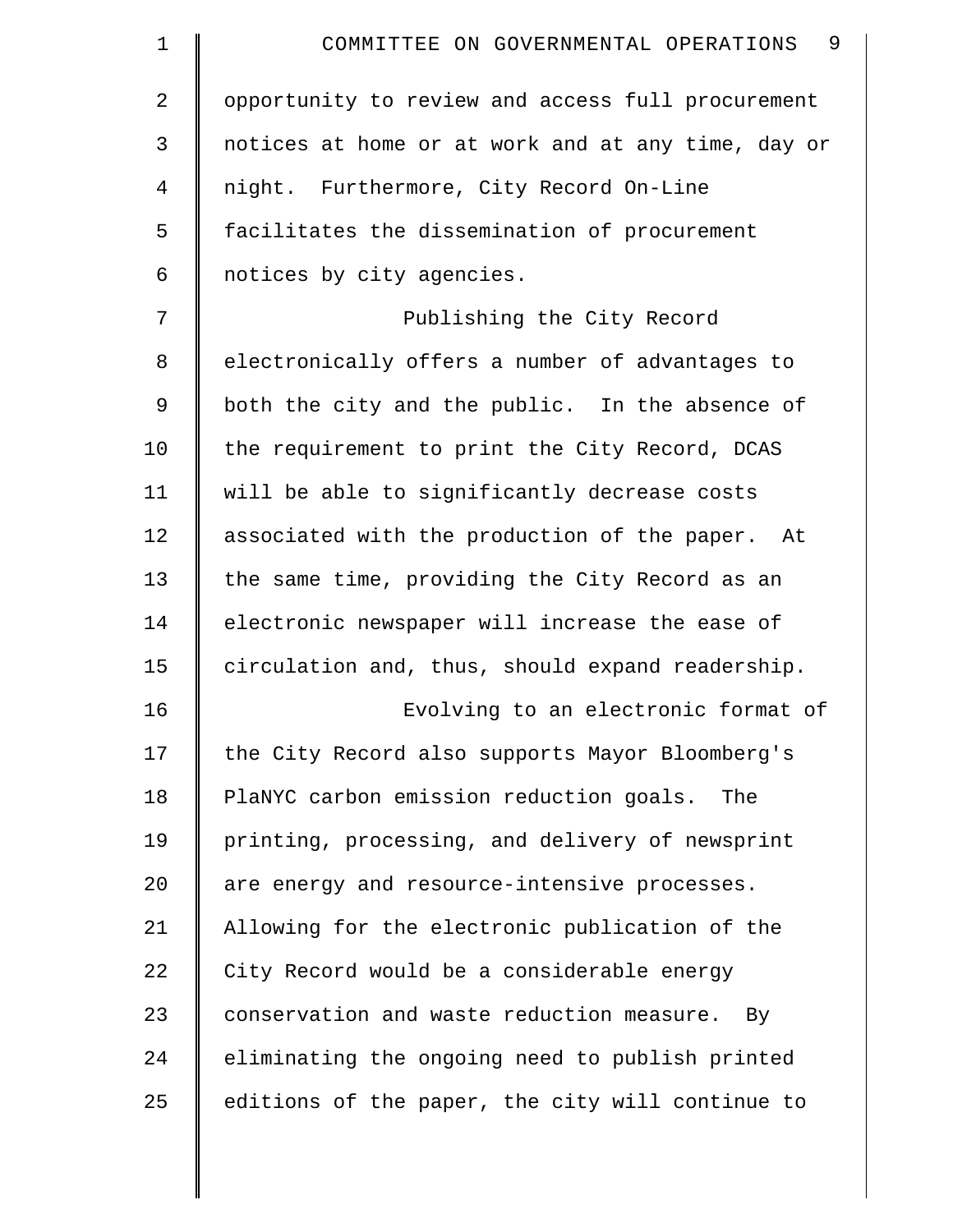opportunity to review and access full procurement notices at home or at work and at any time, day or night. Furthermore, City Record On-Line facilitates the dissemination of procurement notices by city agencies.

Publishing the City Record electronically offers a number of advantages to both the city and the public. In the absence of the requirement to print the City Record, DCAS will be able to significantly decrease costs associated with the production of the paper. At the same time, providing the City Record as an electronic newspaper will increase the ease of circulation and, thus, should expand readership.

Evolving to an electronic format of the City Record also supports Mayor Bloomberg's PlaNYC carbon emission reduction goals. The printing, processing, and delivery of newsprint are energy and resource-intensive processes. Allowing for the electronic publication of the City Record would be a considerable energy conservation and waste reduction measure. By eliminating the ongoing need to publish printed editions of the paper, the city will continue to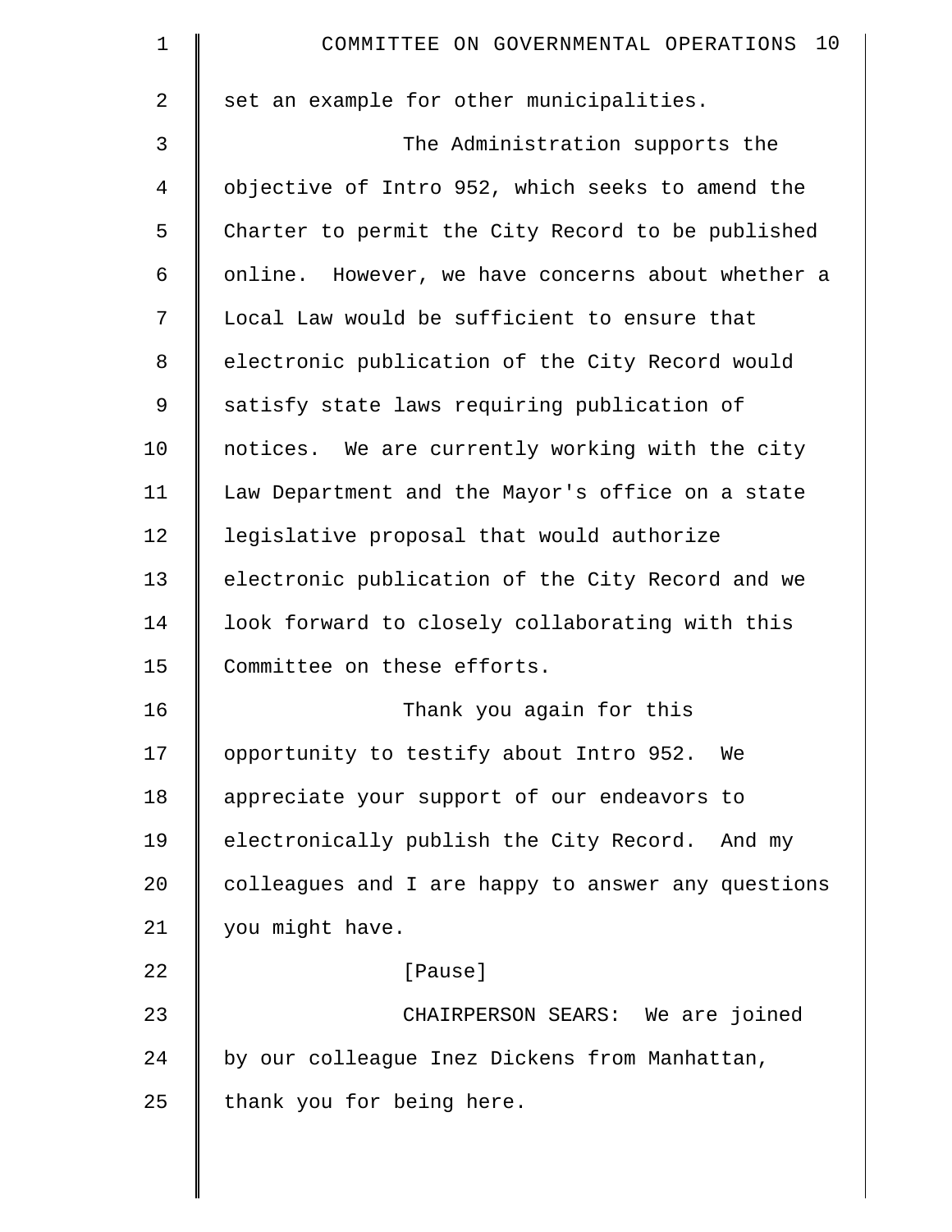set an example for other municipalities.

The Administration supports the objective of Intro 952, which seeks to amend the Charter to permit the City Record to be published online. However, we have concerns about whether a Local Law would be sufficient to ensure that electronic publication of the City Record would satisfy state laws requiring publication of notices. We are currently working with the city Law Department and the Mayor's office on a state legislative proposal that would authorize electronic publication of the City Record and we look forward to closely collaborating with this Committee on these efforts.

Thank you again for this opportunity to testify about Intro 952. We appreciate your support of our endeavors to electronically publish the City Record. And my colleagues and I are happy to answer any questions you might have.

[Pause]

CHAIRPERSON SEARS: We are joined by our colleague Inez Dickens from Manhattan, thank you for being here.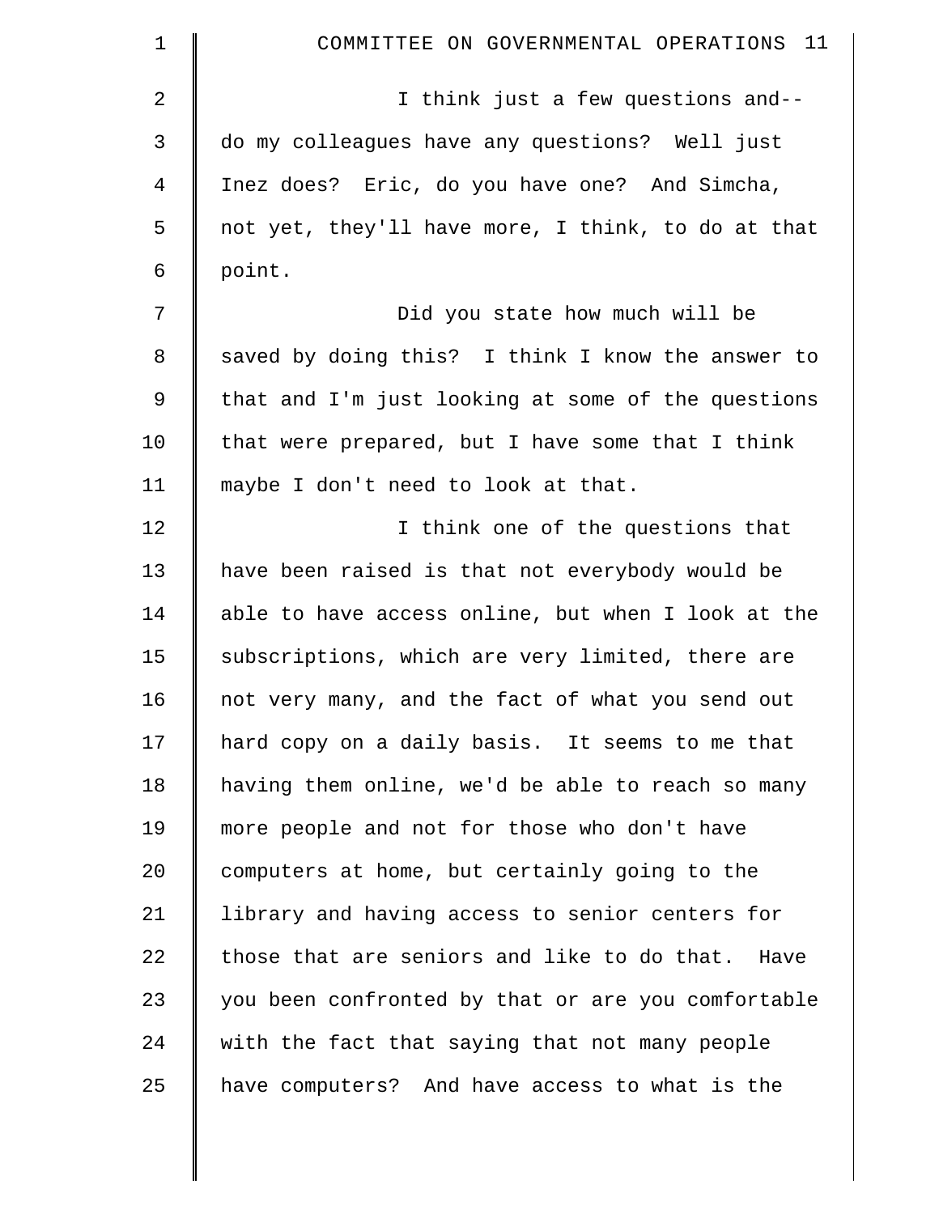I think just a few questions and-- do my colleagues have any questions? Well just Inez does? Eric, do you have one? And Simcha, not yet, they'll have more, I think, to do at that point.

Did you state how much will be saved by doing this? I think I know the answer to that and I'm just looking at some of the questions that were prepared, but I have some that I think maybe I don't need to look at that.

I think one of the questions that have been raised is that not everybody would be able to have access online, but when I look at the subscriptions, which are very limited, there are not very many, and the fact of what you send out hard copy on a daily basis. It seems to me that having them online, we'd be able to reach so many more people and not for those who don't have computers at home, but certainly going to the library and having access to senior centers for those that are seniors and like to do that. Have you been confronted by that or are you comfortable with the fact that saying that not many people have computers? And have access to what is the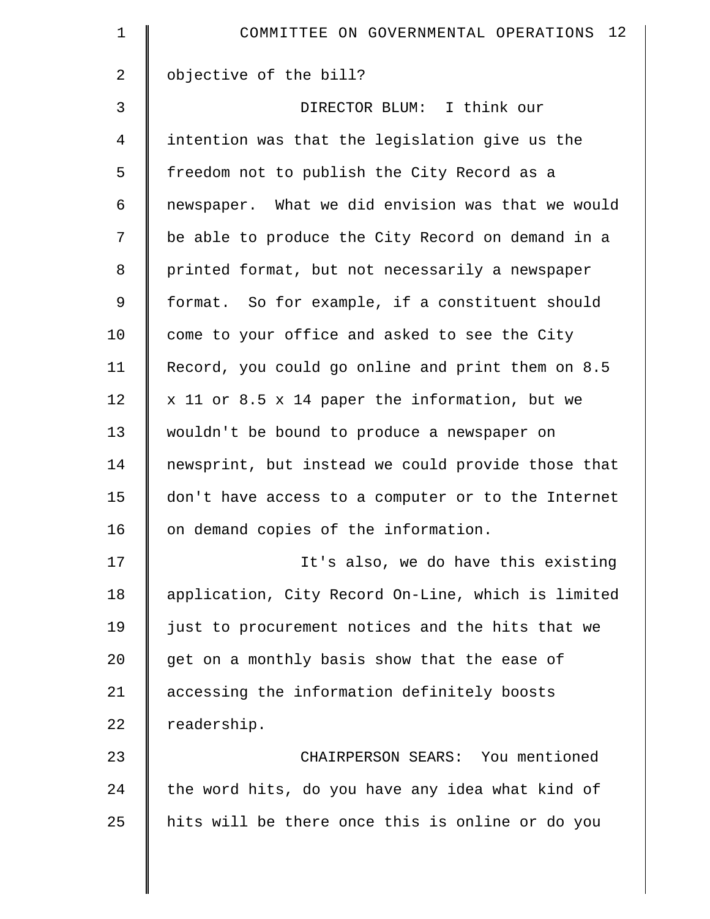objective of the bill?

DIRECTOR BLUM: I think our intention was that the legislation give us the freedom not to publish the City Record as a newspaper. What we did envision was that we would be able to produce the City Record on demand in a printed format, but not necessarily a newspaper format. So for example, if a constituent should come to your office and asked to see the City Record, you could go online and print them on 8.5 x 11 or 8.5 x 14 paper the information, but we wouldn't be bound to produce a newspaper on newsprint, but instead we could provide those that don't have access to a computer or to the Internet on demand copies of the information.

It's also, we do have this existing application, City Record On-Line, which is limited just to procurement notices and the hits that we get on a monthly basis show that the ease of accessing the information definitely boosts readership.

CHAIRPERSON SEARS: You mentioned the word hits, do you have any idea what kind of hits will be there once this is online or do you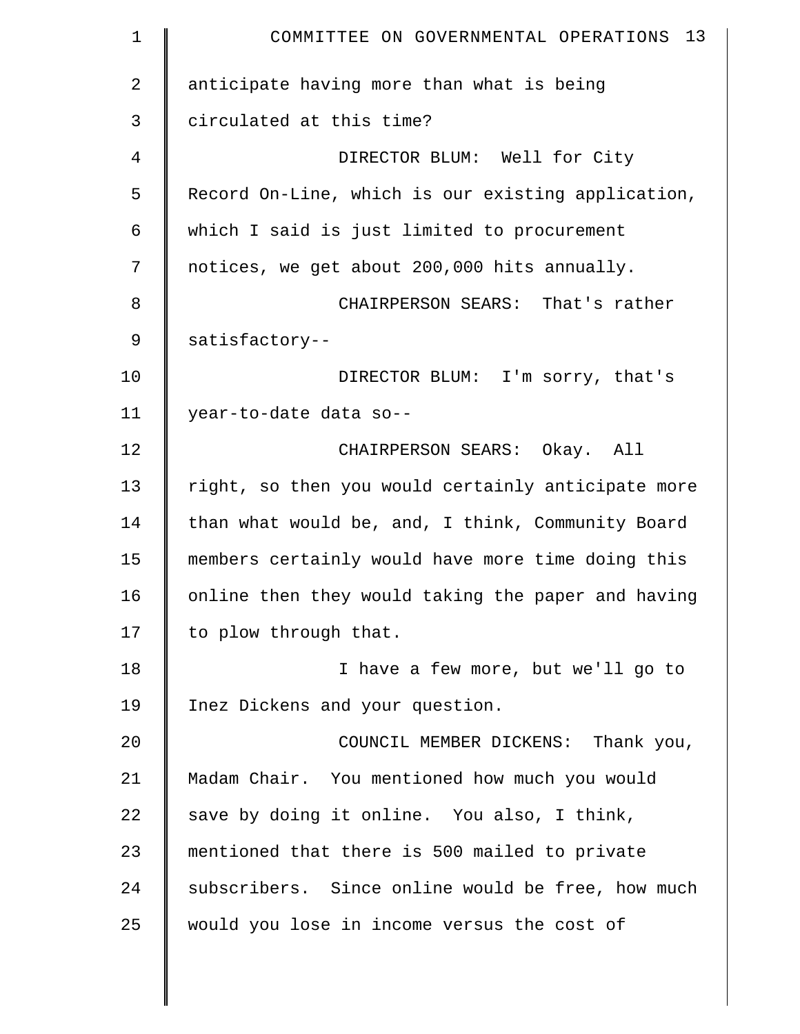anticipate having more than what is being circulated at this time?

DIRECTOR BLUM: Well for City Record On-Line, which is our existing application, which I said is just limited to procurement notices, we get about 200,000 hits annually.

CHAIRPERSON SEARS: That's rather satisfactory--

DIRECTOR BLUM: I'm sorry, that's year-to-date data so--

CHAIRPERSON SEARS: Okay. All right, so then you would certainly anticipate more than what would be, and, I think, Community Board members certainly would have more time doing this online then they would taking the paper and having to plow through that.

I have a few more, but we'll go to Inez Dickens and your question.

COUNCIL MEMBER DICKENS: Thank you, Madam Chair. You mentioned how much you would save by doing it online. You also, I think, mentioned that there is 500 mailed to private subscribers. Since online would be free, how much would you lose in income versus the cost of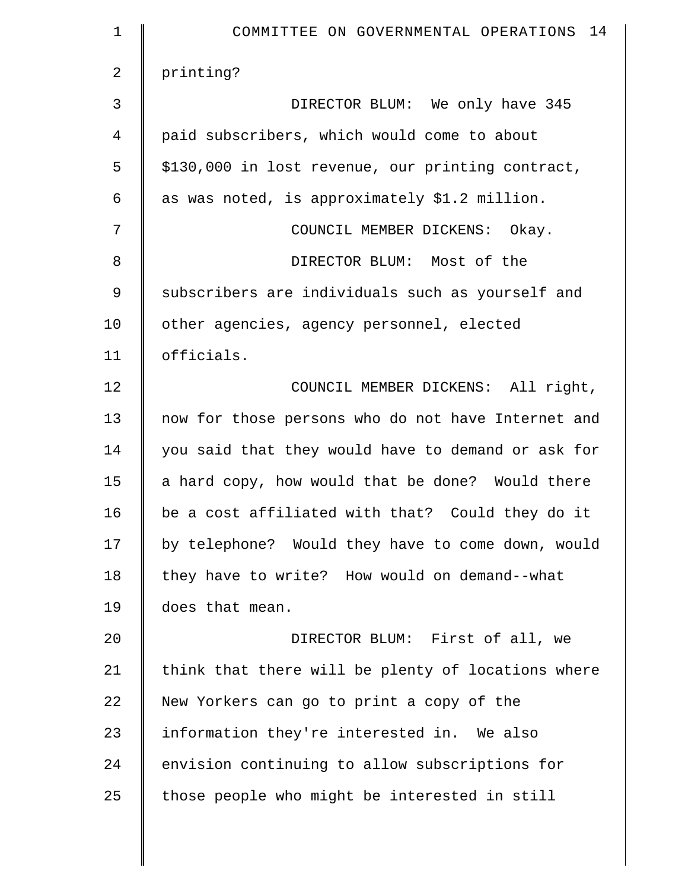printing?

DIRECTOR BLUM: We only have 345 paid subscribers, which would come to about $130,000 in lost revenue, our printing contract, as was noted, is approximately $1.2 million.

COUNCIL MEMBER DICKENS: Okay.

DIRECTOR BLUM: Most of the subscribers are individuals such as yourself and other agencies, agency personnel, elected officials.

COUNCIL MEMBER DICKENS: All right, now for those persons who do not have Internet and you said that they would have to demand or ask for a hard copy, how would that be done? Would there be a cost affiliated with that? Could they do it by telephone? Would they have to come down, would they have to write? How would on demand--what does that mean.

DIRECTOR BLUM: First of all, we think that there will be plenty of locations where New Yorkers can go to print a copy of the information they're interested in. We also envision continuing to allow subscriptions for those people who might be interested in still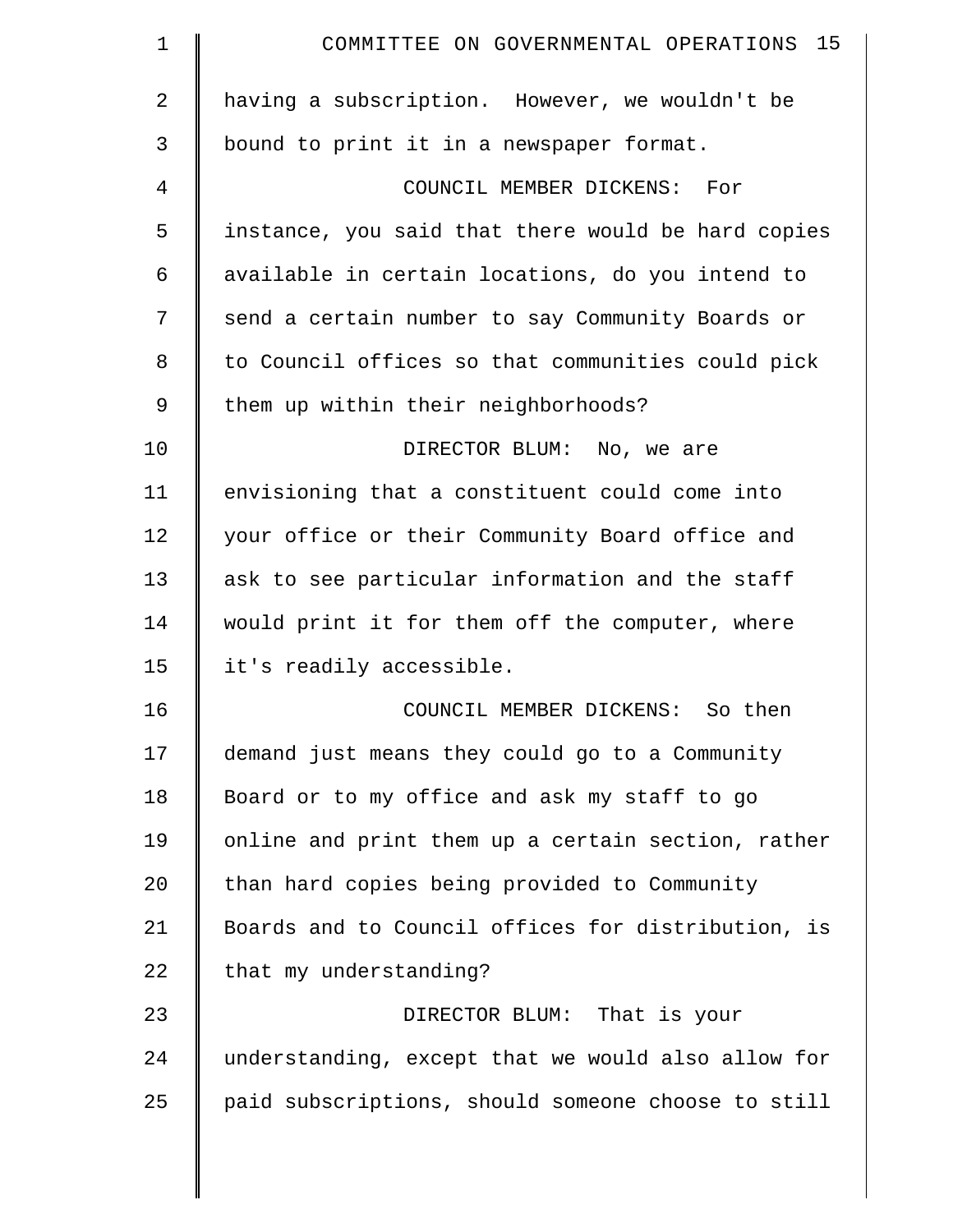having a subscription. However, we wouldn't be bound to print it in a newspaper format.

COUNCIL MEMBER DICKENS: For instance, you said that there would be hard copies available in certain locations, do you intend to send a certain number to say Community Boards or to Council offices so that communities could pick them up within their neighborhoods?

DIRECTOR BLUM: No, we are envisioning that a constituent could come into your office or their Community Board office and ask to see particular information and the staff would print it for them off the computer, where it's readily accessible.

COUNCIL MEMBER DICKENS: So then demand just means they could go to a Community Board or to my office and ask my staff to go online and print them up a certain section, rather than hard copies being provided to Community Boards and to Council offices for distribution, is that my understanding?

DIRECTOR BLUM: That is your understanding, except that we would also allow for paid subscriptions, should someone choose to still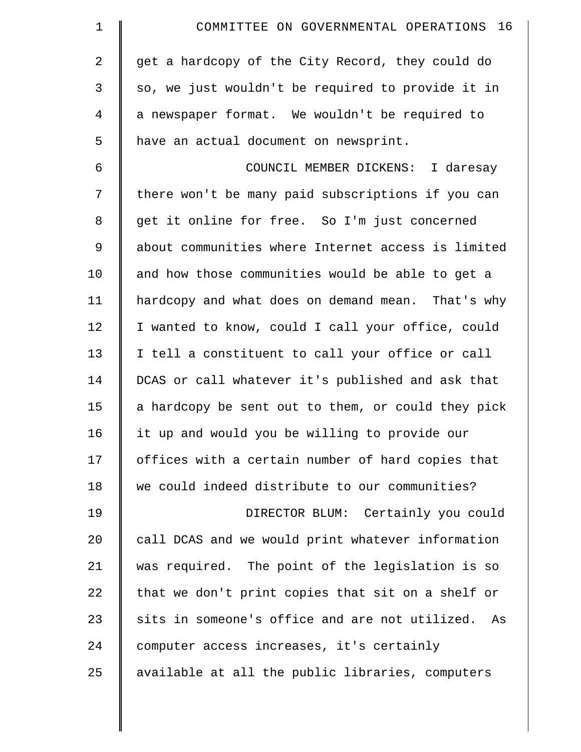get a hardcopy of the City Record, they could do so, we just wouldn't be required to provide it in a newspaper format. We wouldn't be required to have an actual document on newsprint.

COUNCIL MEMBER DICKENS: I daresay there won't be many paid subscriptions if you can get it online for free. So I'm just concerned about communities where Internet access is limited and how those communities would be able to get a hardcopy and what does on demand mean. That's why I wanted to know, could I call your office, could I tell a constituent to call your office or call DCAS or call whatever it's published and ask that a hardcopy be sent out to them, or could they pick it up and would you be willing to provide our offices with a certain number of hard copies that we could indeed distribute to our communities?

DIRECTOR BLUM: Certainly you could call DCAS and we would print whatever information was required. The point of the legislation is so that we don't print copies that sit on a shelf or sits in someone's office and are not utilized. As computer access increases, it's certainly available at all the public libraries, computers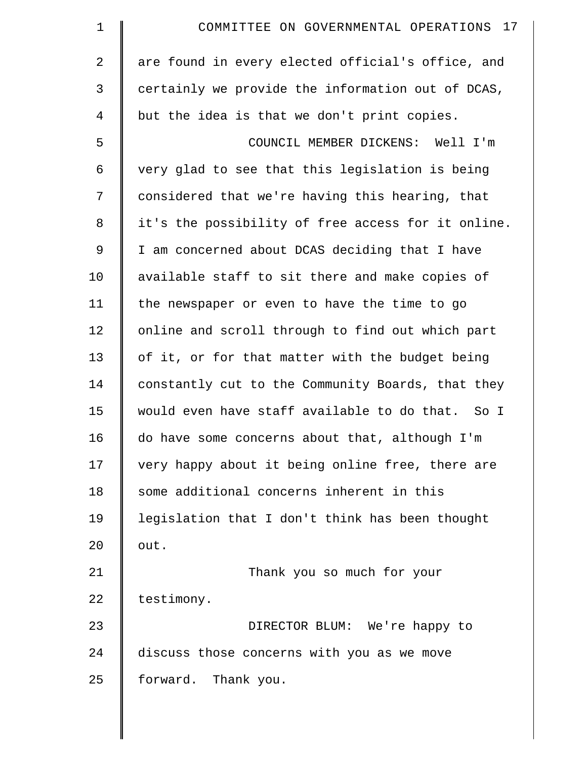are found in every elected official's office, and certainly we provide the information out of DCAS, but the idea is that we don't print copies.

COUNCIL MEMBER DICKENS: Well I'm very glad to see that this legislation is being considered that we're having this hearing, that it's the possibility of free access for it online. I am concerned about DCAS deciding that I have available staff to sit there and make copies of the newspaper or even to have the time to go online and scroll through to find out which part of it, or for that matter with the budget being constantly cut to the Community Boards, that they would even have staff available to do that. So I do have some concerns about that, although I'm very happy about it being online free, there are some additional concerns inherent in this legislation that I don't think has been thought out.

Thank you so much for your testimony.

DIRECTOR BLUM: We're happy to discuss those concerns with you as we move forward. Thank you.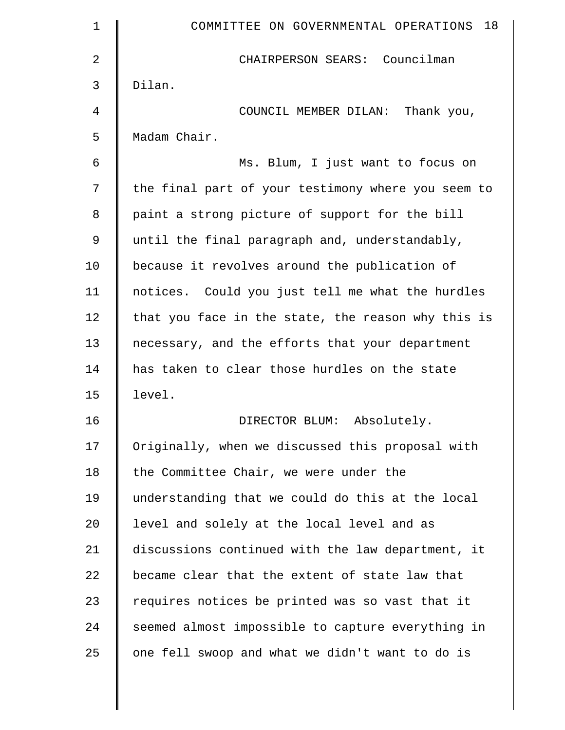CHAIRPERSON SEARS: Councilman Dilan.

COUNCIL MEMBER DILAN: Thank you, Madam Chair.

Ms. Blum, I just want to focus on the final part of your testimony where you seem to paint a strong picture of support for the bill until the final paragraph and, understandably, because it revolves around the publication of notices. Could you just tell me what the hurdles that you face in the state, the reason why this is necessary, and the efforts that your department has taken to clear those hurdles on the state level.

DIRECTOR BLUM: Absolutely. Originally, when we discussed this proposal with the Committee Chair, we were under the understanding that we could do this at the local level and solely at the local level and as discussions continued with the law department, it became clear that the extent of state law that requires notices be printed was so vast that it seemed almost impossible to capture everything in one fell swoop and what we didn't want to do is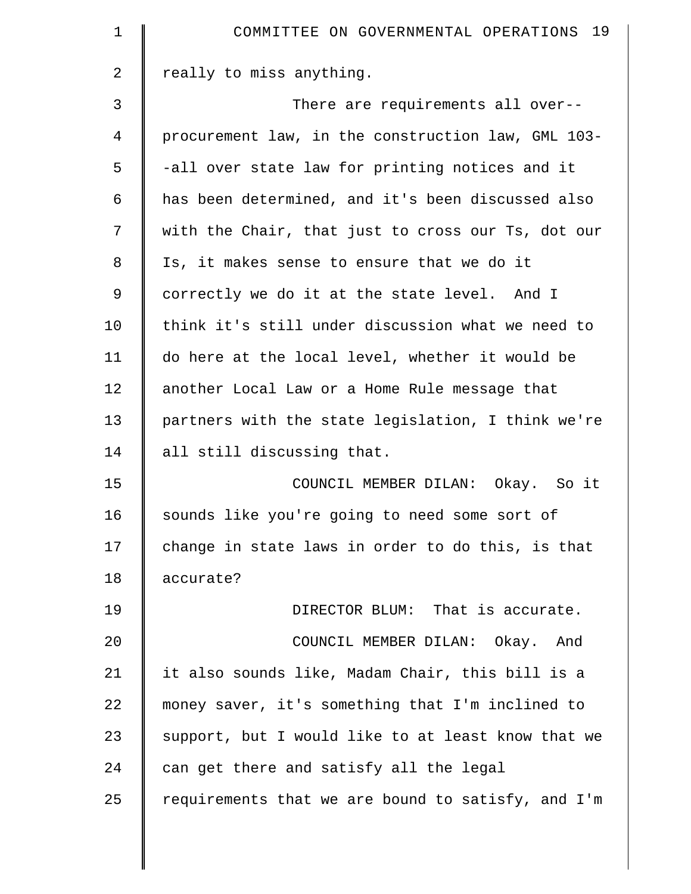really to miss anything.

There are requirements all over--procurement law, in the construction law, GML 103--all over state law for printing notices and it has been determined, and it's been discussed also with the Chair, that just to cross our Ts, dot our Is, it makes sense to ensure that we do it correctly we do it at the state level. And I think it's still under discussion what we need to do here at the local level, whether it would be another Local Law or a Home Rule message that partners with the state legislation, I think we're all still discussing that.

COUNCIL MEMBER DILAN: Okay. So it sounds like you're going to need some sort of change in state laws in order to do this, is that accurate?

DIRECTOR BLUM: That is accurate.

COUNCIL MEMBER DILAN: Okay. And it also sounds like, Madam Chair, this bill is a money saver, it's something that I'm inclined to support, but I would like to at least know that we can get there and satisfy all the legal requirements that we are bound to satisfy, and I'm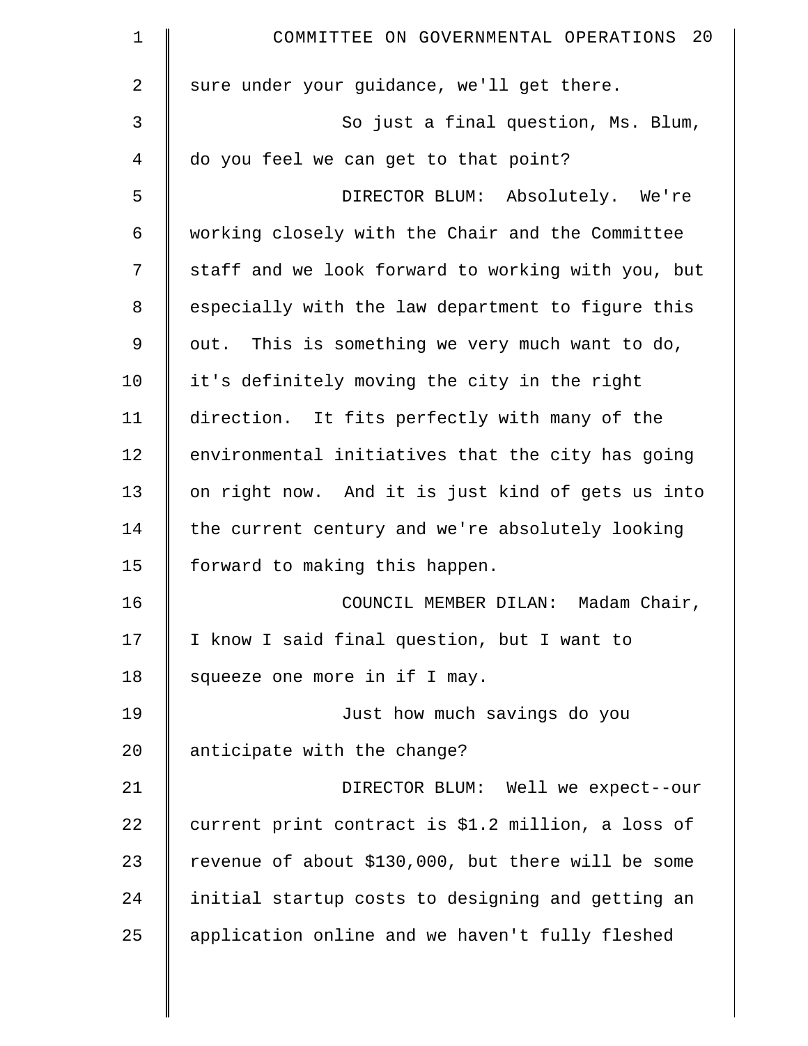sure under your guidance, we'll get there.

So just a final question, Ms. Blum, do you feel we can get to that point?

DIRECTOR BLUM: Absolutely. We're working closely with the Chair and the Committee staff and we look forward to working with you, but especially with the law department to figure this out. This is something we very much want to do, it's definitely moving the city in the right direction. It fits perfectly with many of the environmental initiatives that the city has going on right now. And it is just kind of gets us into the current century and we're absolutely looking forward to making this happen.

COUNCIL MEMBER DILAN: Madam Chair, I know I said final question, but I want to squeeze one more in if I may.

Just how much savings do you anticipate with the change?

DIRECTOR BLUM: Well we expect--our current print contract is $1.2 million, a loss of revenue of about $130,000, but there will be some initial startup costs to designing and getting an application online and we haven't fully fleshed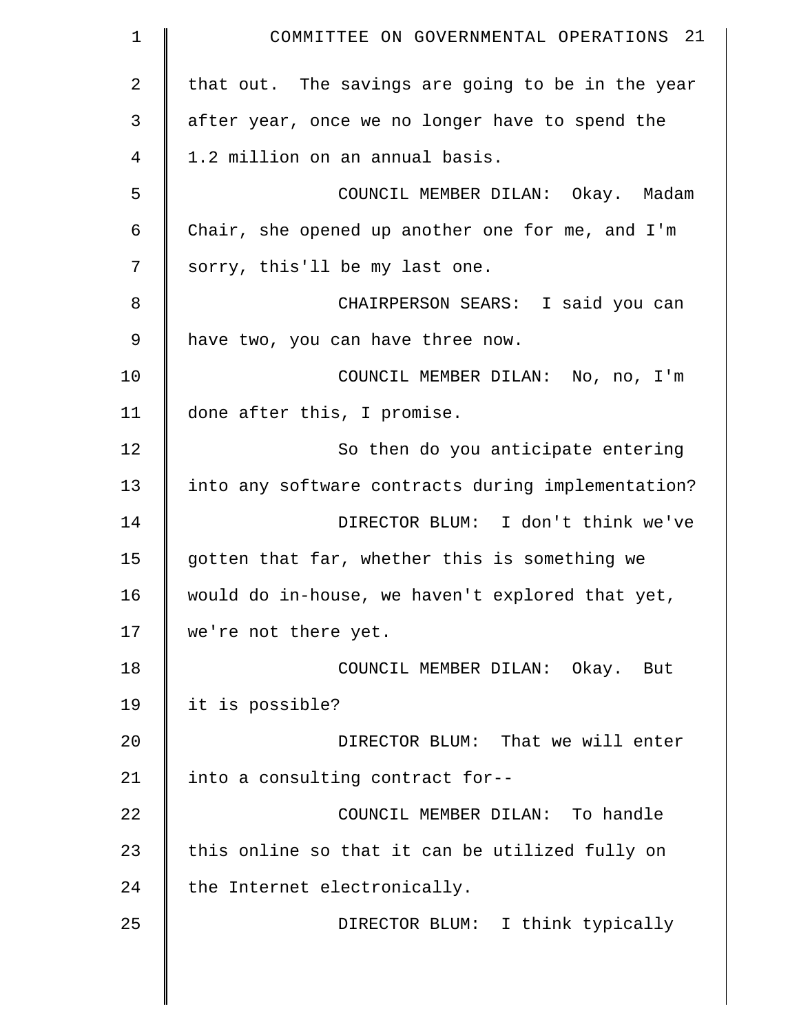that out. The savings are going to be in the year after year, once we no longer have to spend the 1.2 million on an annual basis.

COUNCIL MEMBER DILAN: Okay. Madam Chair, she opened up another one for me, and I'm sorry, this'll be my last one.

CHAIRPERSON SEARS: I said you can have two, you can have three now.

COUNCIL MEMBER DILAN: No, no, I'm done after this, I promise.

So then do you anticipate entering into any software contracts during implementation?

DIRECTOR BLUM: I don't think we've gotten that far, whether this is something we would do in-house, we haven't explored that yet, we're not there yet.

COUNCIL MEMBER DILAN: Okay. But it is possible?

DIRECTOR BLUM: That we will enter into a consulting contract for--

COUNCIL MEMBER DILAN: To handle this online so that it can be utilized fully on the Internet electronically.

DIRECTOR BLUM: I think typically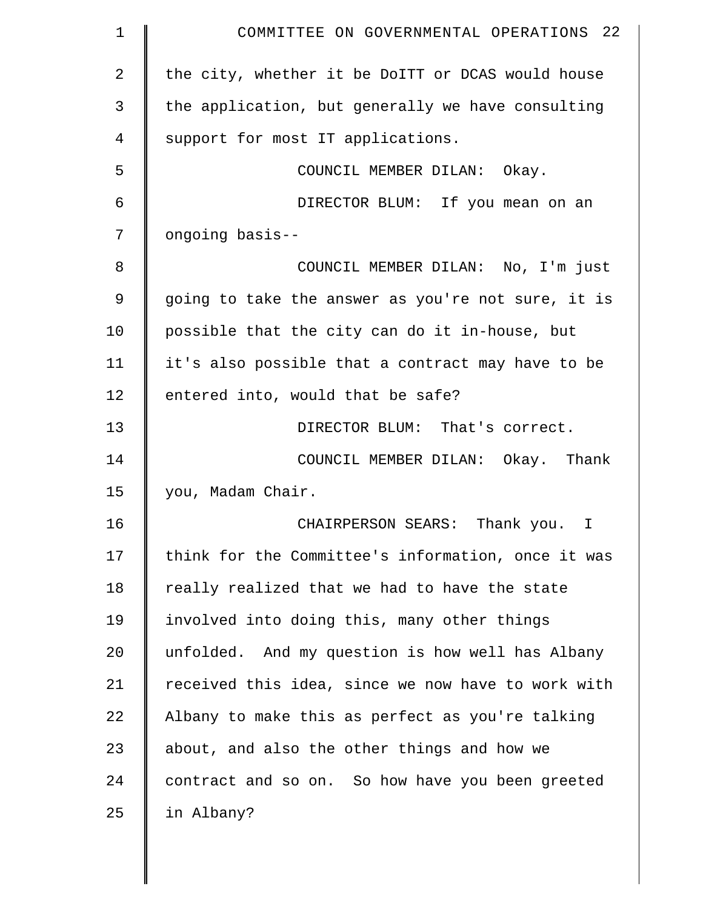the city, whether it be DoITT or DCAS would house the application, but generally we have consulting support for most IT applications.

COUNCIL MEMBER DILAN: Okay.

DIRECTOR BLUM: If you mean on an ongoing basis--

COUNCIL MEMBER DILAN: No, I'm just going to take the answer as you're not sure, it is possible that the city can do it in-house, but it's also possible that a contract may have to be entered into, would that be safe?

DIRECTOR BLUM: That's correct.

COUNCIL MEMBER DILAN: Okay. Thank you, Madam Chair.

CHAIRPERSON SEARS: Thank you. I think for the Committee's information, once it was really realized that we had to have the state involved into doing this, many other things unfolded. And my question is how well has Albany received this idea, since we now have to work with Albany to make this as perfect as you're talking about, and also the other things and how we contract and so on. So how have you been greeted in Albany?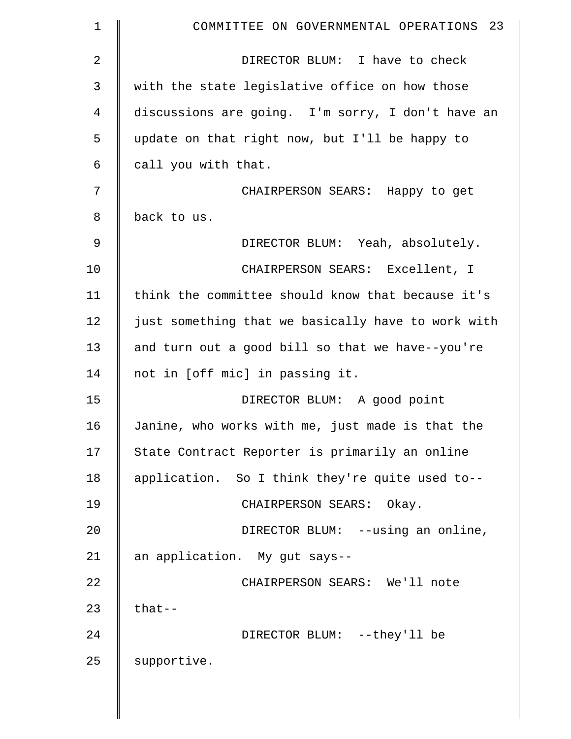DIRECTOR BLUM: I have to check with the state legislative office on how those discussions are going. I'm sorry, I don't have an update on that right now, but I'll be happy to call you with that.

CHAIRPERSON SEARS: Happy to get back to us.

DIRECTOR BLUM: Yeah, absolutely.

CHAIRPERSON SEARS: Excellent, I think the committee should know that because it's just something that we basically have to work with and turn out a good bill so that we have--you're not in [off mic] in passing it.

DIRECTOR BLUM: A good point Janine, who works with me, just made is that the State Contract Reporter is primarily an online application. So I think they're quite used to--

CHAIRPERSON SEARS: Okay.

DIRECTOR BLUM: --using an online, an application. My gut says--

CHAIRPERSON SEARS: We'll note that--

DIRECTOR BLUM: --they'll be supportive.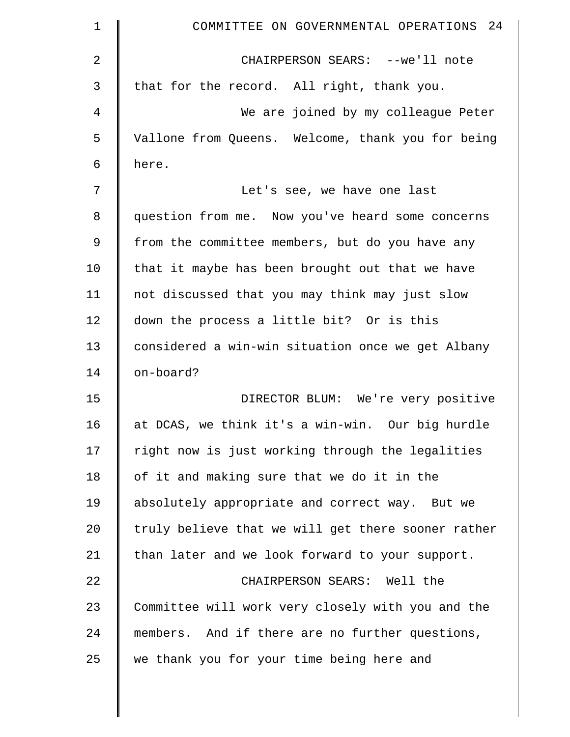CHAIRPERSON SEARS: --we'll note that for the record. All right, thank you.

We are joined by my colleague Peter Vallone from Queens. Welcome, thank you for being here.

Let's see, we have one last question from me. Now you've heard some concerns from the committee members, but do you have any that it maybe has been brought out that we have not discussed that you may think may just slow down the process a little bit? Or is this considered a win-win situation once we get Albany on-board?

DIRECTOR BLUM: We're very positive at DCAS, we think it's a win-win. Our big hurdle right now is just working through the legalities of it and making sure that we do it in the absolutely appropriate and correct way. But we truly believe that we will get there sooner rather than later and we look forward to your support.

CHAIRPERSON SEARS: Well the Committee will work very closely with you and the members. And if there are no further questions, we thank you for your time being here and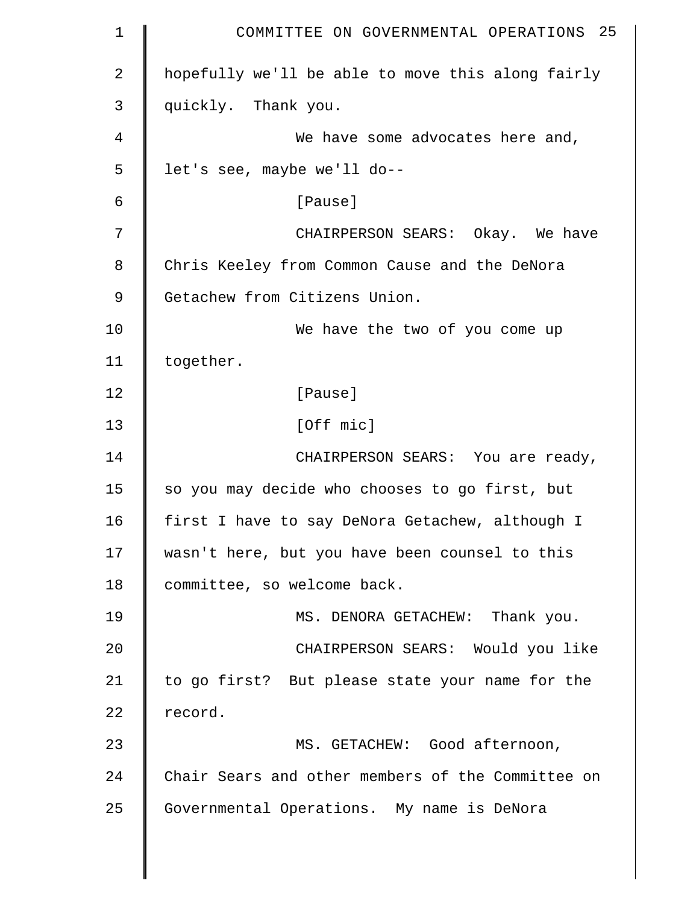hopefully we'll be able to move this along fairly quickly. Thank you.

We have some advocates here and, let's see, maybe we'll do--

[Pause]

CHAIRPERSON SEARS: Okay. We have Chris Keeley from Common Cause and the DeNora Getachew from Citizens Union.

We have the two of you come up together.

[Pause]

[Off mic]

CHAIRPERSON SEARS: You are ready, so you may decide who chooses to go first, but first I have to say DeNora Getachew, although I wasn't here, but you have been counsel to this committee, so welcome back.

MS. DENORA GETACHEW: Thank you.

CHAIRPERSON SEARS: Would you like to go first? But please state your name for the record.

MS. GETACHEW: Good afternoon, Chair Sears and other members of the Committee on Governmental Operations. My name is DeNora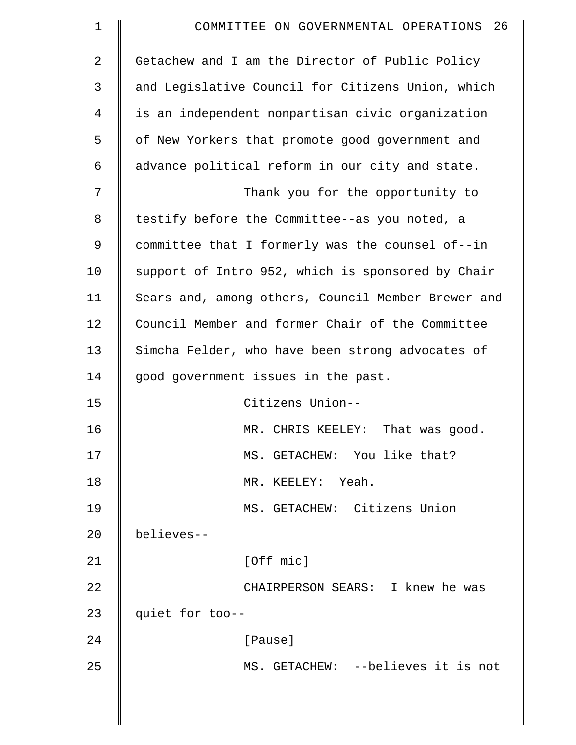Getachew and I am the Director of Public Policy and Legislative Council for Citizens Union, which is an independent nonpartisan civic organization of New Yorkers that promote good government and advance political reform in our city and state.

Thank you for the opportunity to testify before the Committee--as you noted, a committee that I formerly was the counsel of--in support of Intro 952, which is sponsored by Chair Sears and, among others, Council Member Brewer and Council Member and former Chair of the Committee Simcha Felder, who have been strong advocates of good government issues in the past.

Citizens Union--

MR. CHRIS KEELEY: That was good.

MS. GETACHEW: You like that?

MR. KEELEY: Yeah.

MS. GETACHEW: Citizens Union believes--

[Off mic]

CHAIRPERSON SEARS: I knew he was quiet for too--

[Pause]

MS. GETACHEW: --believes it is not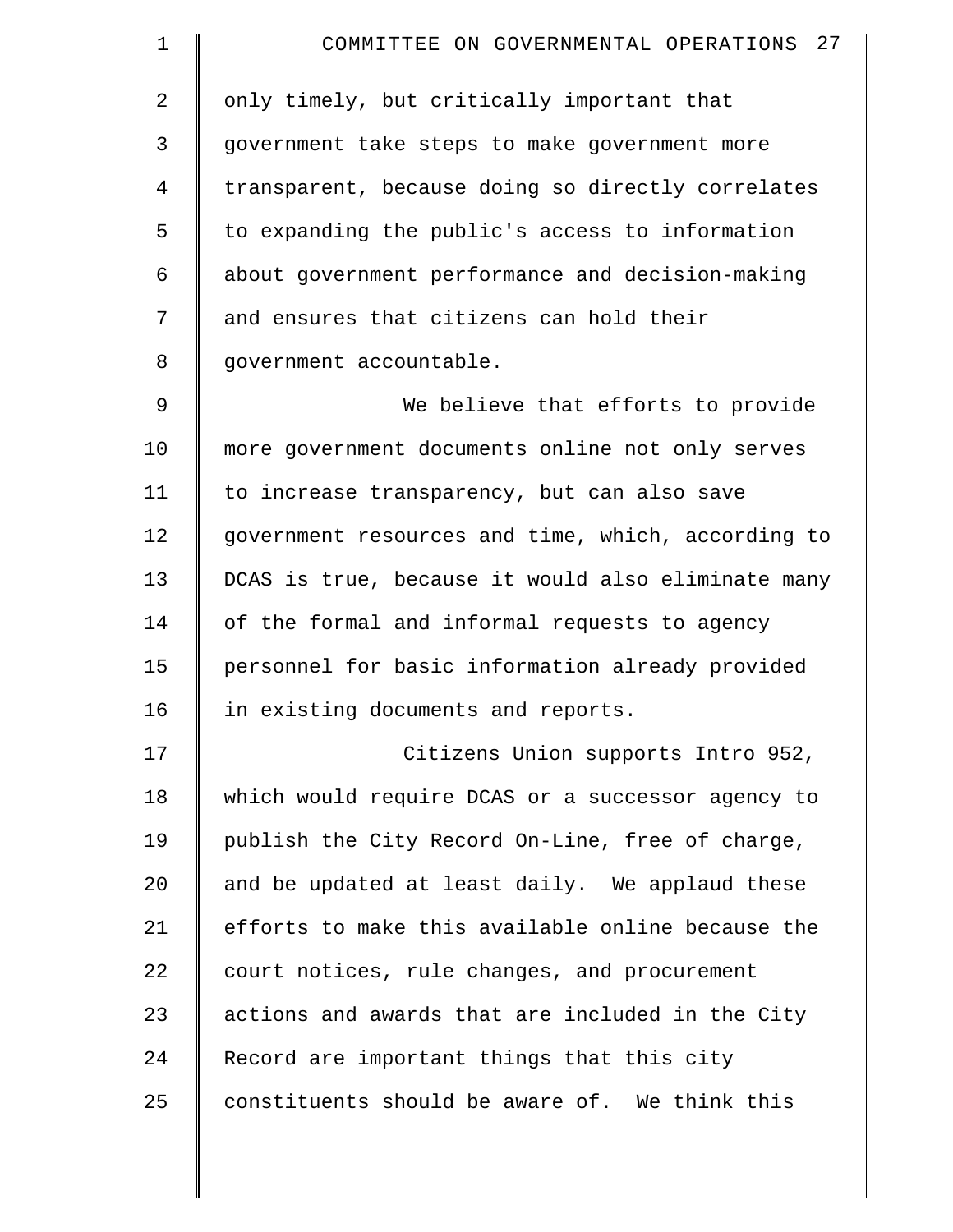only timely, but critically important that government take steps to make government more transparent, because doing so directly correlates to expanding the public's access to information about government performance and decision-making and ensures that citizens can hold their government accountable.

We believe that efforts to provide more government documents online not only serves to increase transparency, but can also save government resources and time, which, according to DCAS is true, because it would also eliminate many of the formal and informal requests to agency personnel for basic information already provided in existing documents and reports.

Citizens Union supports Intro 952, which would require DCAS or a successor agency to publish the City Record On-Line, free of charge, and be updated at least daily. We applaud these efforts to make this available online because the court notices, rule changes, and procurement actions and awards that are included in the City Record are important things that this city constituents should be aware of. We think this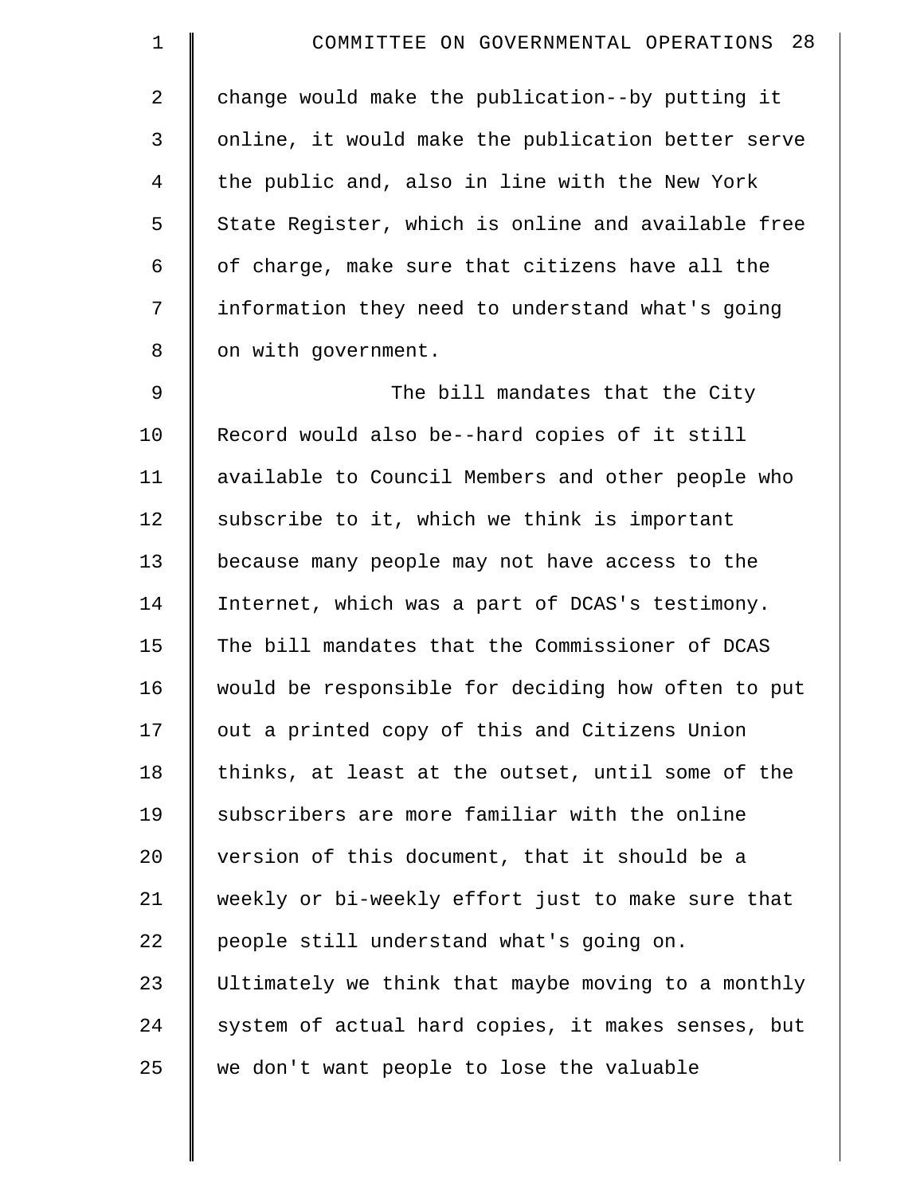change would make the publication--by putting it online, it would make the publication better serve the public and, also in line with the New York State Register, which is online and available free of charge, make sure that citizens have all the information they need to understand what's going on with government.

The bill mandates that the City Record would also be--hard copies of it still available to Council Members and other people who subscribe to it, which we think is important because many people may not have access to the Internet, which was a part of DCAS's testimony. The bill mandates that the Commissioner of DCAS would be responsible for deciding how often to put out a printed copy of this and Citizens Union thinks, at least at the outset, until some of the subscribers are more familiar with the online version of this document, that it should be a weekly or bi-weekly effort just to make sure that people still understand what's going on. Ultimately we think that maybe moving to a monthly system of actual hard copies, it makes senses, but we don't want people to lose the valuable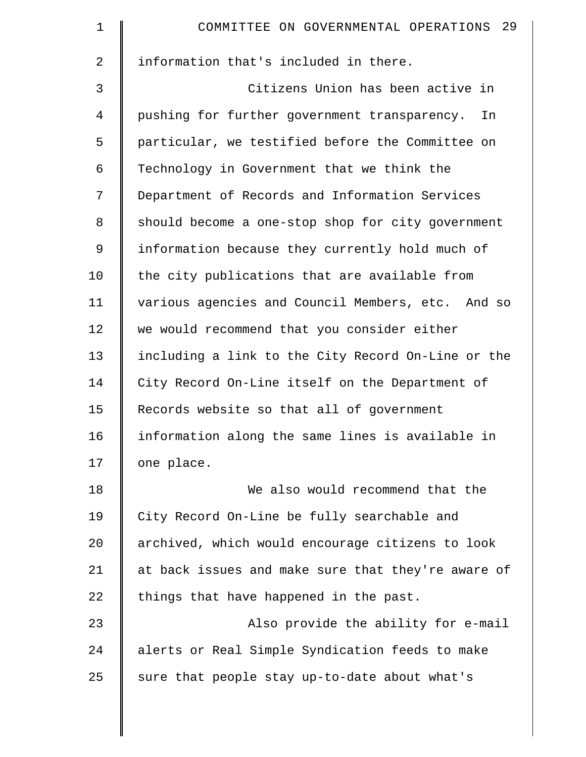information that's included in there.

Citizens Union has been active in pushing for further government transparency. In particular, we testified before the Committee on Technology in Government that we think the Department of Records and Information Services should become a one-stop shop for city government information because they currently hold much of the city publications that are available from various agencies and Council Members, etc. And so we would recommend that you consider either including a link to the City Record On-Line or the City Record On-Line itself on the Department of Records website so that all of government information along the same lines is available in one place.

We also would recommend that the City Record On-Line be fully searchable and archived, which would encourage citizens to look at back issues and make sure that they're aware of things that have happened in the past.

Also provide the ability for e-mail alerts or Real Simple Syndication feeds to make sure that people stay up-to-date about what's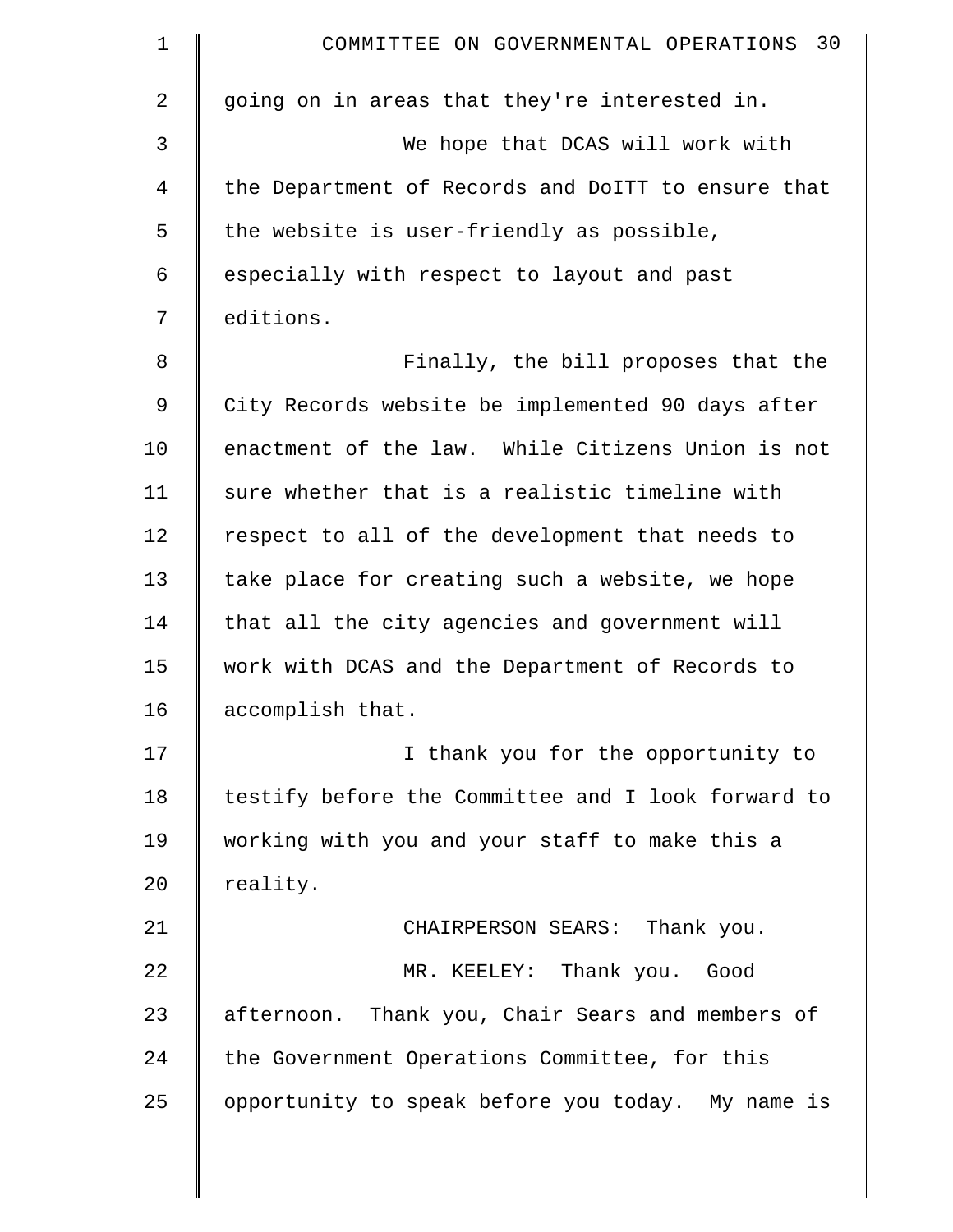going on in areas that they're interested in.

We hope that DCAS will work with the Department of Records and DoITT to ensure that the website is user-friendly as possible, especially with respect to layout and past editions.

Finally, the bill proposes that the City Records website be implemented 90 days after enactment of the law. While Citizens Union is not sure whether that is a realistic timeline with respect to all of the development that needs to take place for creating such a website, we hope that all the city agencies and government will work with DCAS and the Department of Records to accomplish that.

I thank you for the opportunity to testify before the Committee and I look forward to working with you and your staff to make this a reality.

CHAIRPERSON SEARS: Thank you.

MR. KEELEY: Thank you. Good afternoon. Thank you, Chair Sears and members of the Government Operations Committee, for this opportunity to speak before you today. My name is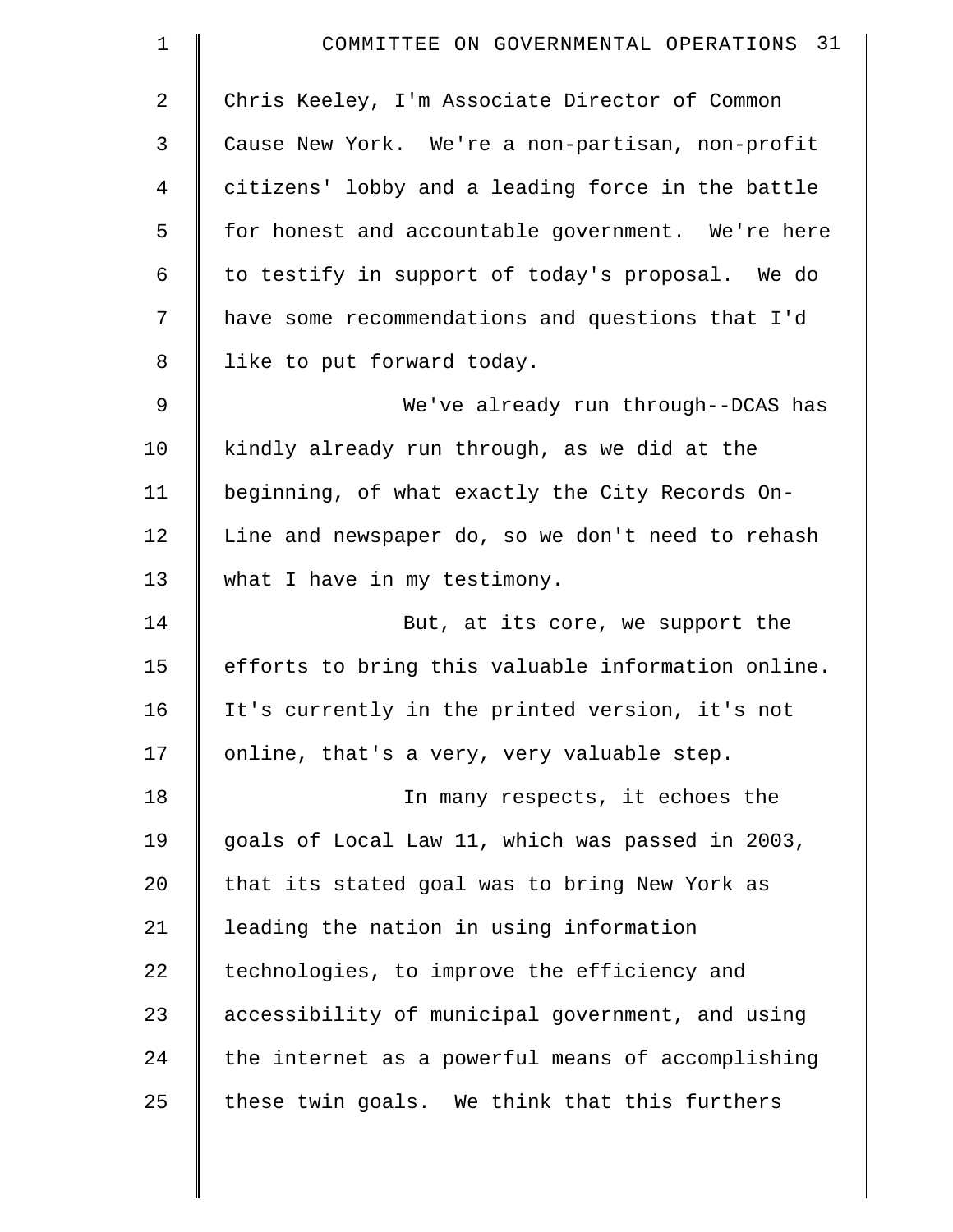Chris Keeley, I'm Associate Director of Common Cause New York. We're a non-partisan, non-profit citizens' lobby and a leading force in the battle for honest and accountable government. We're here to testify in support of today's proposal. We do have some recommendations and questions that I'd like to put forward today.

We've already run through--DCAS has kindly already run through, as we did at the beginning, of what exactly the City Records On-Line and newspaper do, so we don't need to rehash what I have in my testimony.

But, at its core, we support the efforts to bring this valuable information online. It's currently in the printed version, it's not online, that's a very, very valuable step.

In many respects, it echoes the goals of Local Law 11, which was passed in 2003, that its stated goal was to bring New York as leading the nation in using information technologies, to improve the efficiency and accessibility of municipal government, and using the internet as a powerful means of accomplishing these twin goals. We think that this furthers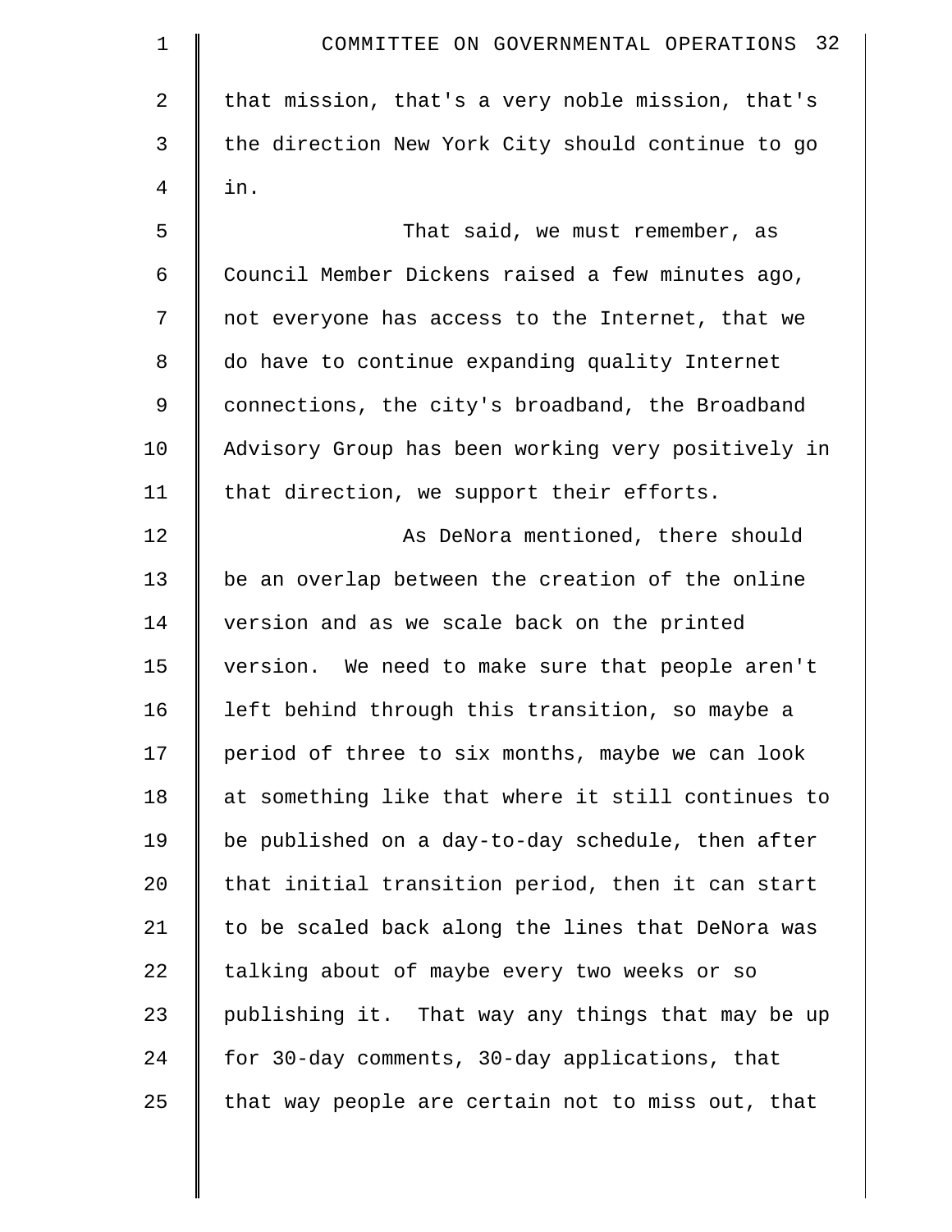that mission, that's a very noble mission, that's the direction New York City should continue to go in.

That said, we must remember, as Council Member Dickens raised a few minutes ago, not everyone has access to the Internet, that we do have to continue expanding quality Internet connections, the city's broadband, the Broadband Advisory Group has been working very positively in that direction, we support their efforts.

As DeNora mentioned, there should be an overlap between the creation of the online version and as we scale back on the printed version. We need to make sure that people aren't left behind through this transition, so maybe a period of three to six months, maybe we can look at something like that where it still continues to be published on a day-to-day schedule, then after that initial transition period, then it can start to be scaled back along the lines that DeNora was talking about of maybe every two weeks or so publishing it. That way any things that may be up for 30-day comments, 30-day applications, that that way people are certain not to miss out, that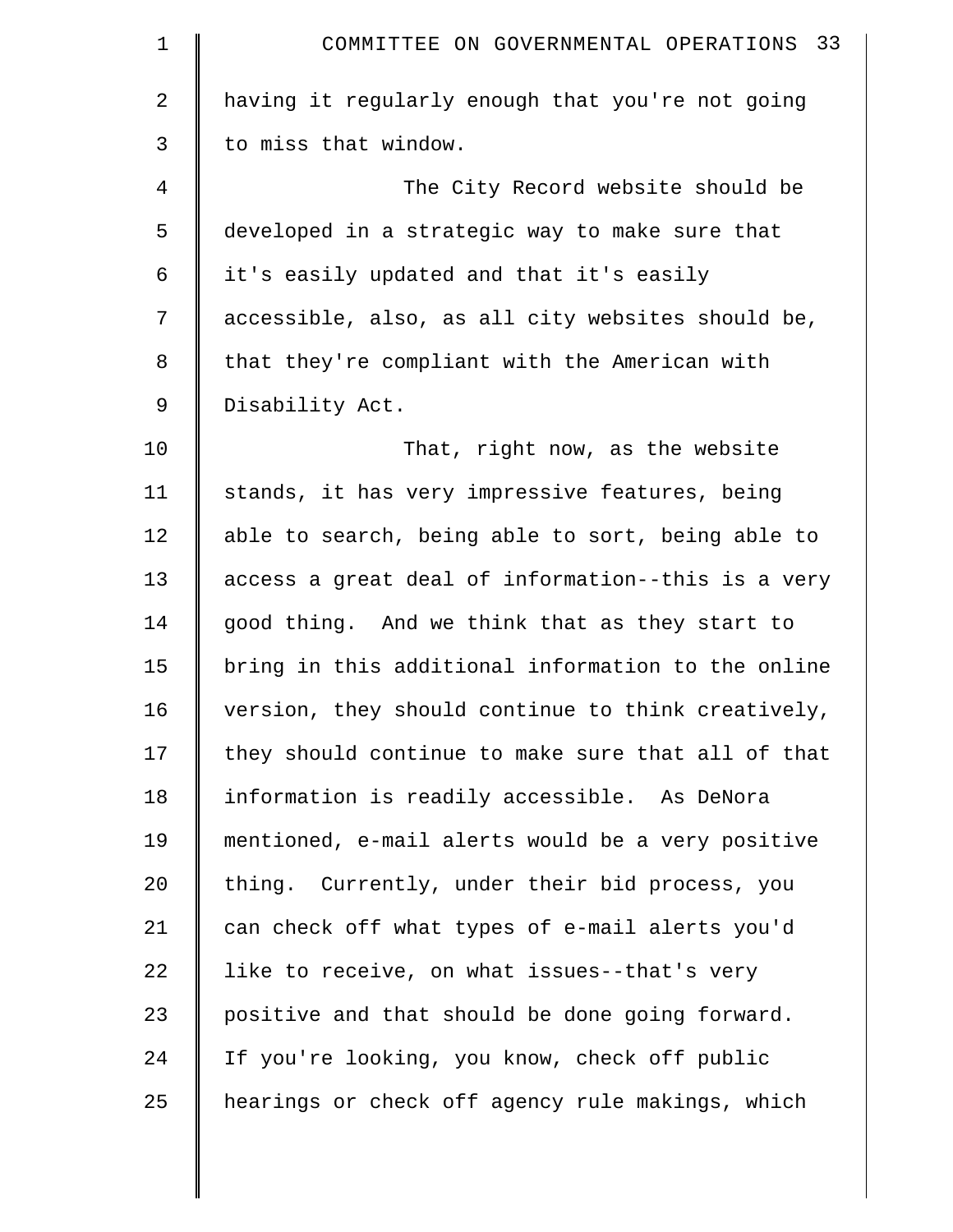having it regularly enough that you're not going to miss that window.

The City Record website should be developed in a strategic way to make sure that it's easily updated and that it's easily accessible, also, as all city websites should be, that they're compliant with the American with Disability Act.

That, right now, as the website stands, it has very impressive features, being able to search, being able to sort, being able to access a great deal of information--this is a very good thing. And we think that as they start to bring in this additional information to the online version, they should continue to think creatively, they should continue to make sure that all of that information is readily accessible. As DeNora mentioned, e-mail alerts would be a very positive thing. Currently, under their bid process, you can check off what types of e-mail alerts you'd like to receive, on what issues--that's very positive and that should be done going forward. If you're looking, you know, check off public hearings or check off agency rule makings, which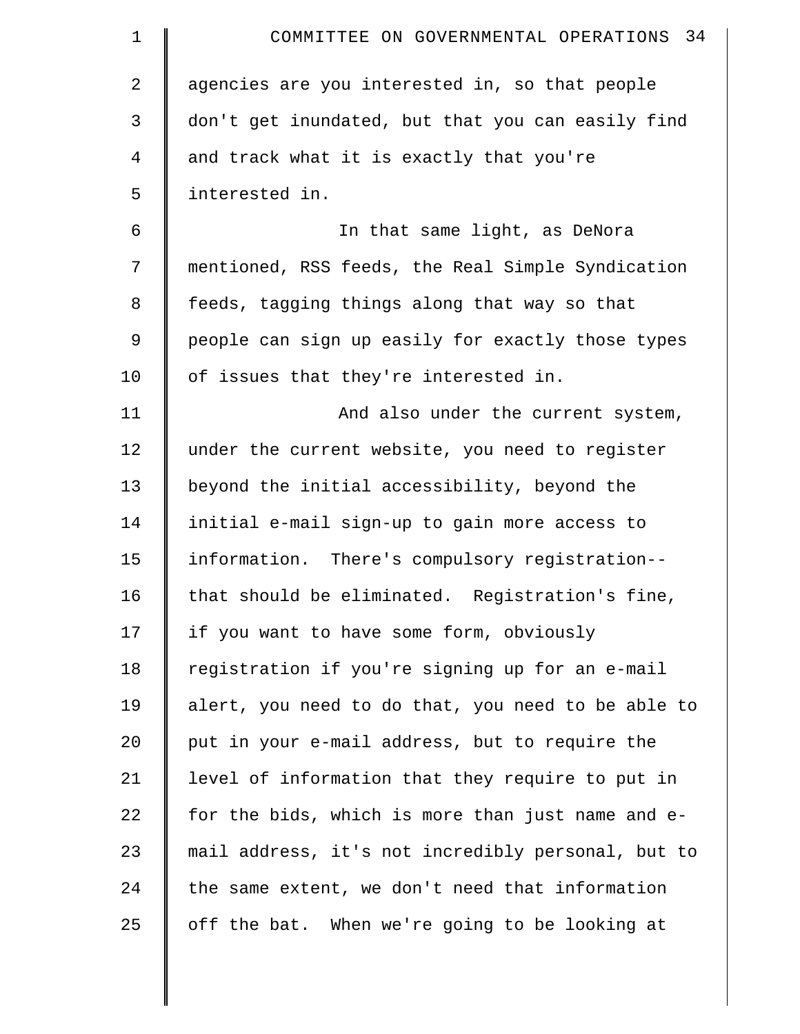agencies are you interested in, so that people don't get inundated, but that you can easily find and track what it is exactly that you're interested in.

In that same light, as DeNora mentioned, RSS feeds, the Real Simple Syndication feeds, tagging things along that way so that people can sign up easily for exactly those types of issues that they're interested in.

And also under the current system, under the current website, you need to register beyond the initial accessibility, beyond the initial e-mail sign-up to gain more access to information. There's compulsory registration-- that should be eliminated. Registration's fine, if you want to have some form, obviously registration if you're signing up for an e-mail alert, you need to do that, you need to be able to put in your e-mail address, but to require the level of information that they require to put in for the bids, which is more than just name and e-mail address, it's not incredibly personal, but to the same extent, we don't need that information off the bat. When we're going to be looking at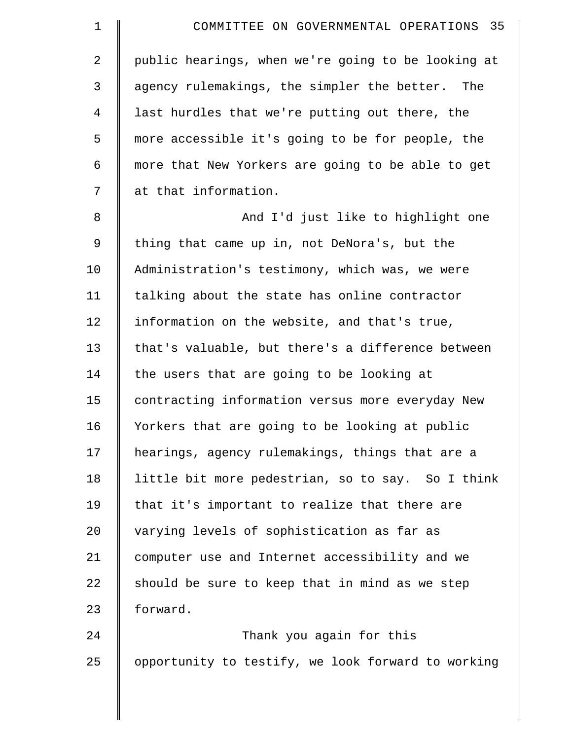public hearings, when we're going to be looking at agency rulemakings, the simpler the better. The last hurdles that we're putting out there, the more accessible it's going to be for people, the more that New Yorkers are going to be able to get at that information.

And I'd just like to highlight one thing that came up in, not DeNora's, but the Administration's testimony, which was, we were talking about the state has online contractor information on the website, and that's true, that's valuable, but there's a difference between the users that are going to be looking at contracting information versus more everyday New Yorkers that are going to be looking at public hearings, agency rulemakings, things that are a little bit more pedestrian, so to say. So I think that it's important to realize that there are varying levels of sophistication as far as computer use and Internet accessibility and we should be sure to keep that in mind as we step forward.

Thank you again for this opportunity to testify, we look forward to working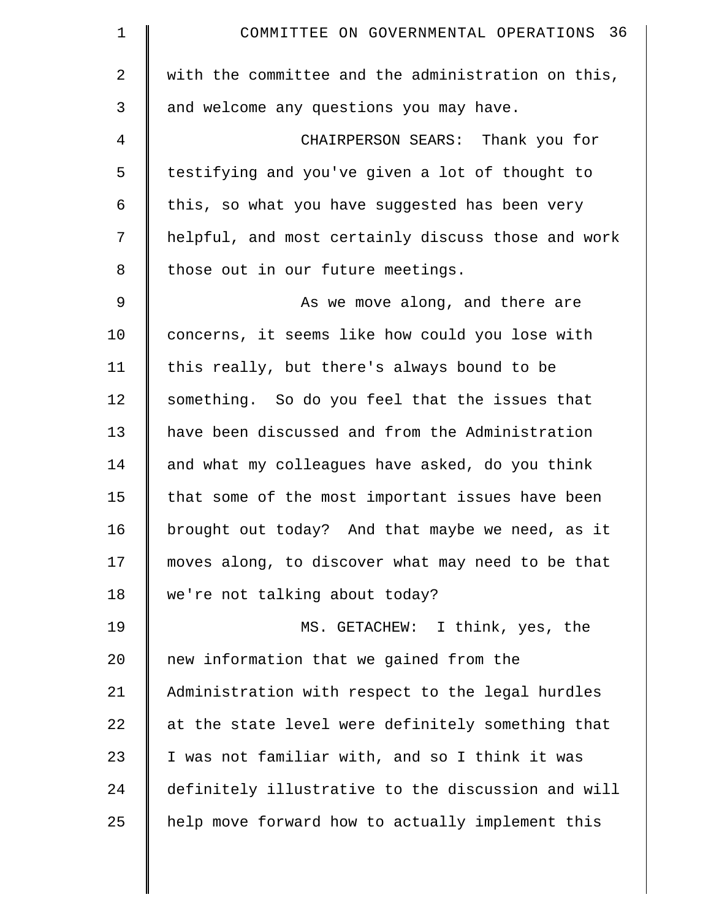with the committee and the administration on this, and welcome any questions you may have.

CHAIRPERSON SEARS: Thank you for testifying and you've given a lot of thought to this, so what you have suggested has been very helpful, and most certainly discuss those and work those out in our future meetings.

As we move along, and there are concerns, it seems like how could you lose with this really, but there's always bound to be something. So do you feel that the issues that have been discussed and from the Administration and what my colleagues have asked, do you think that some of the most important issues have been brought out today? And that maybe we need, as it moves along, to discover what may need to be that we're not talking about today?

MS. GETACHEW: I think, yes, the new information that we gained from the Administration with respect to the legal hurdles at the state level were definitely something that I was not familiar with, and so I think it was definitely illustrative to the discussion and will help move forward how to actually implement this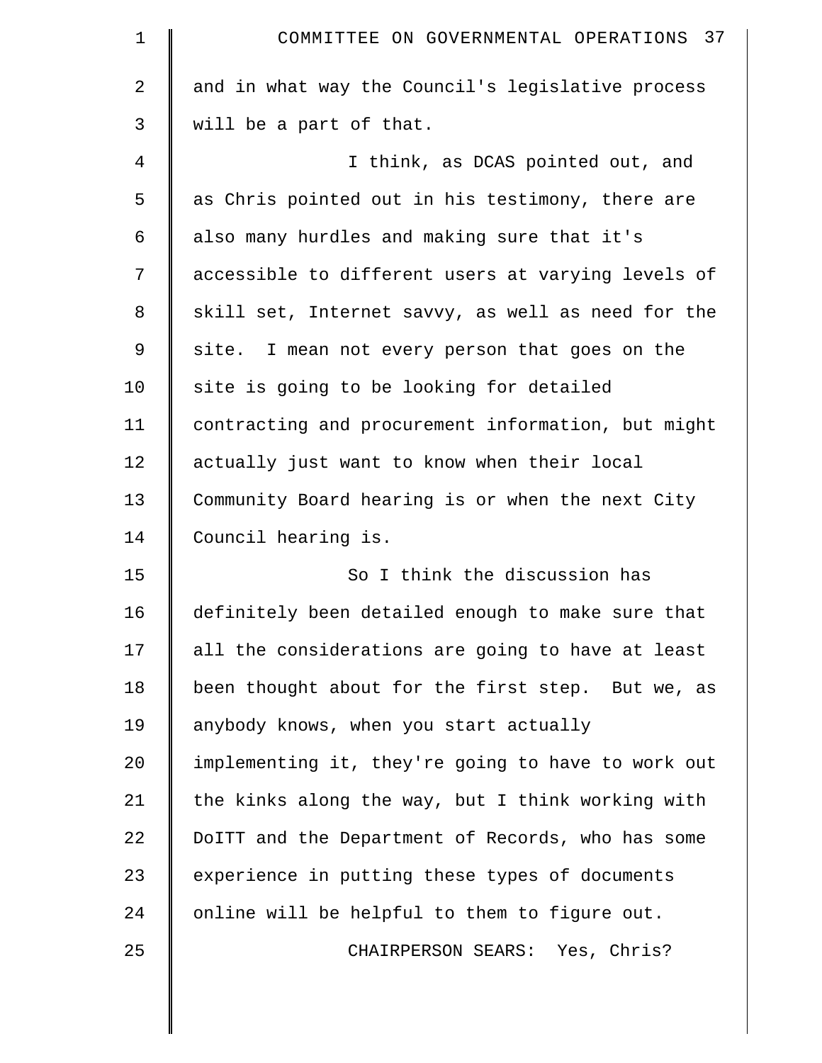and in what way the Council's legislative process will be a part of that.

I think, as DCAS pointed out, and as Chris pointed out in his testimony, there are also many hurdles and making sure that it's accessible to different users at varying levels of skill set, Internet savvy, as well as need for the site. I mean not every person that goes on the site is going to be looking for detailed contracting and procurement information, but might actually just want to know when their local Community Board hearing is or when the next City Council hearing is.

So I think the discussion has definitely been detailed enough to make sure that all the considerations are going to have at least been thought about for the first step. But we, as anybody knows, when you start actually implementing it, they're going to have to work out the kinks along the way, but I think working with DoITT and the Department of Records, who has some experience in putting these types of documents online will be helpful to them to figure out.

CHAIRPERSON SEARS: Yes, Chris?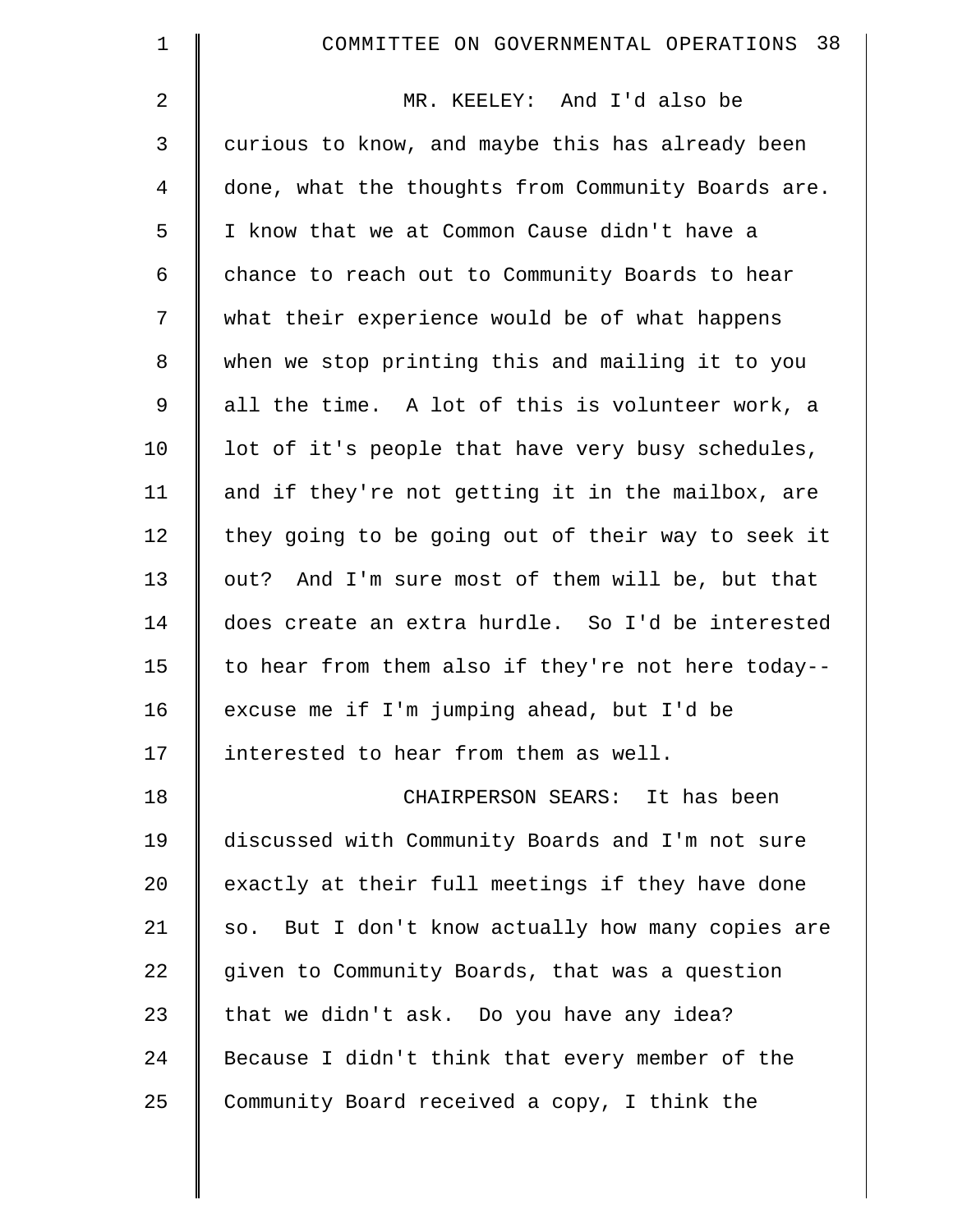MR. KEELEY: And I'd also be curious to know, and maybe this has already been done, what the thoughts from Community Boards are. I know that we at Common Cause didn't have a chance to reach out to Community Boards to hear what their experience would be of what happens when we stop printing this and mailing it to you all the time. A lot of this is volunteer work, a lot of it's people that have very busy schedules, and if they're not getting it in the mailbox, are they going to be going out of their way to seek it out? And I'm sure most of them will be, but that does create an extra hurdle. So I'd be interested to hear from them also if they're not here today-- excuse me if I'm jumping ahead, but I'd be interested to hear from them as well.

CHAIRPERSON SEARS: It has been discussed with Community Boards and I'm not sure exactly at their full meetings if they have done so. But I don't know actually how many copies are given to Community Boards, that was a question that we didn't ask. Do you have any idea? Because I didn't think that every member of the Community Board received a copy, I think the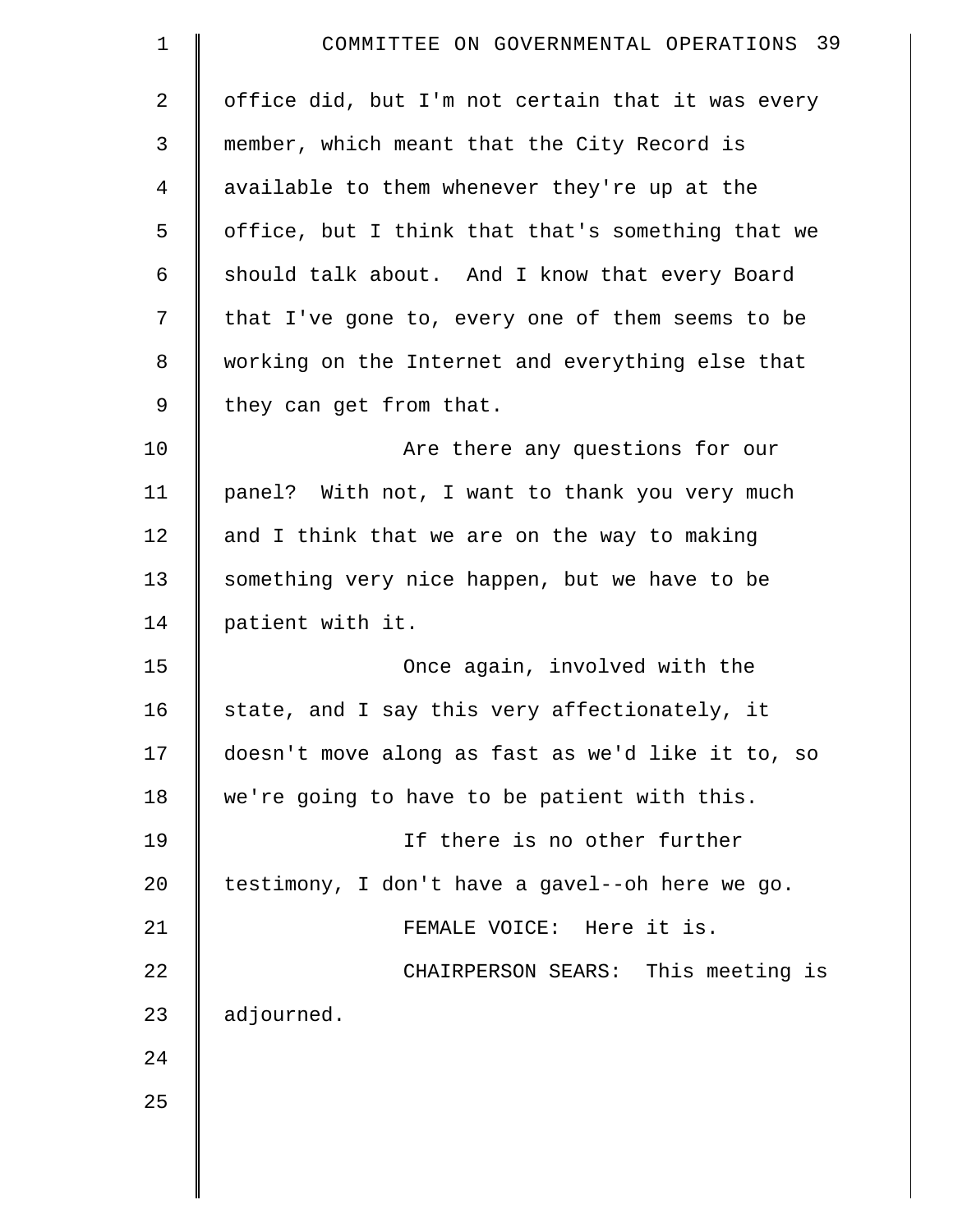office did, but I'm not certain that it was every member, which meant that the City Record is available to them whenever they're up at the office, but I think that that's something that we should talk about. And I know that every Board that I've gone to, every one of them seems to be working on the Internet and everything else that they can get from that.

Are there any questions for our panel? With not, I want to thank you very much and I think that we are on the way to making something very nice happen, but we have to be patient with it.

Once again, involved with the state, and I say this very affectionately, it doesn't move along as fast as we'd like it to, so we're going to have to be patient with this.

If there is no other further testimony, I don't have a gavel--oh here we go.

FEMALE VOICE: Here it is.

CHAIRPERSON SEARS: This meeting is adjourned.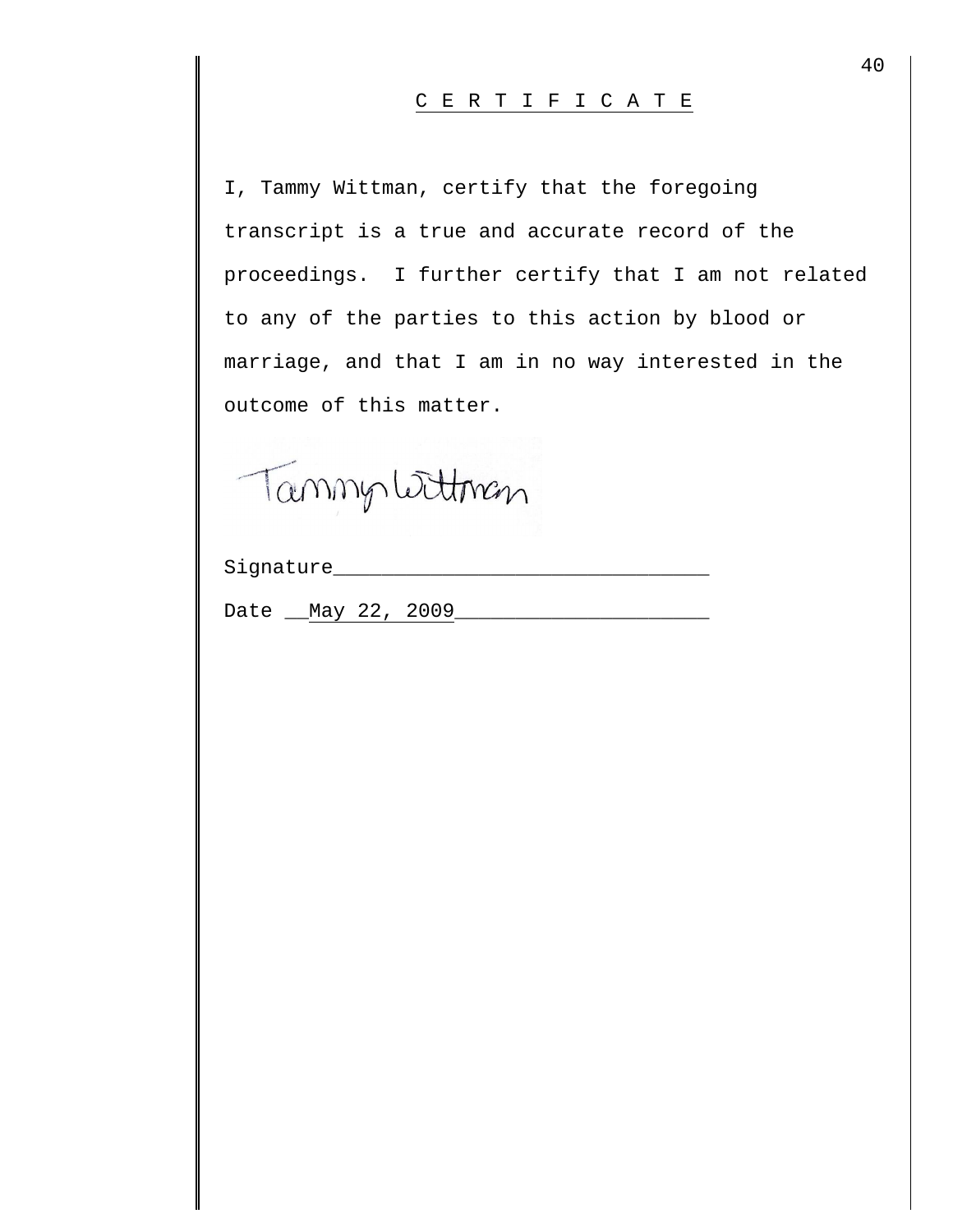# C E R T I F I C A T E

I, Tammy Wittman, certify that the foregoing transcript is a true and accurate record of the proceedings. I further certify that I am not related to any of the parties to this action by blood or marriage, and that I am in no way interested in the outcome of this matter.

Tammy Wittman

Signature_________________________________

Date __May 22, 2009_____________________